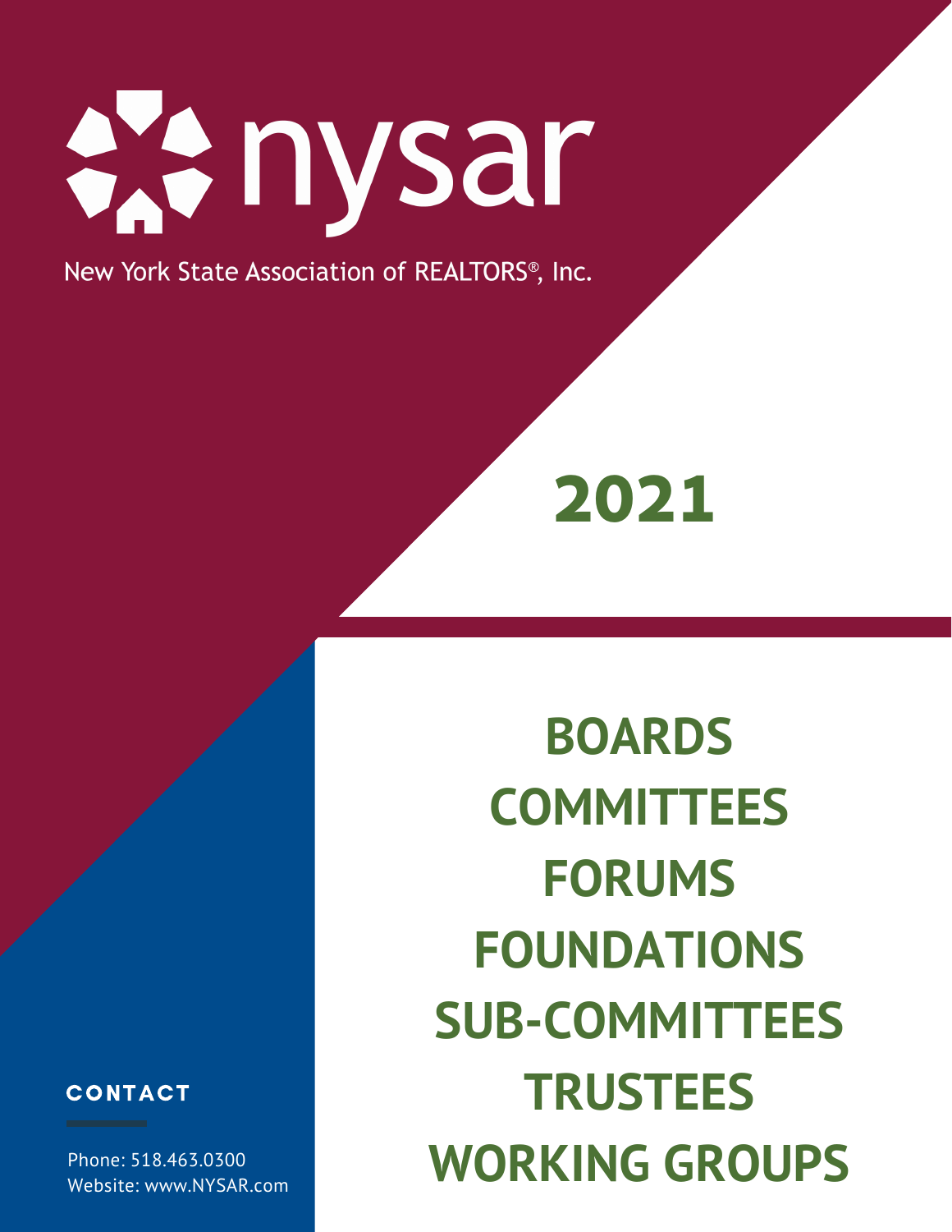# nysar

New York State Association of REALTORS®, Inc.

# 2021

## BOARDS
## COMMITTEES
## FORUMS
## FOUNDATIONS
## SUB-COMMITTEES
## TRUSTEES
## WORKING GROUPS

**CONTACT**

Phone: 518.463.0300
Website: www.NYSAR.com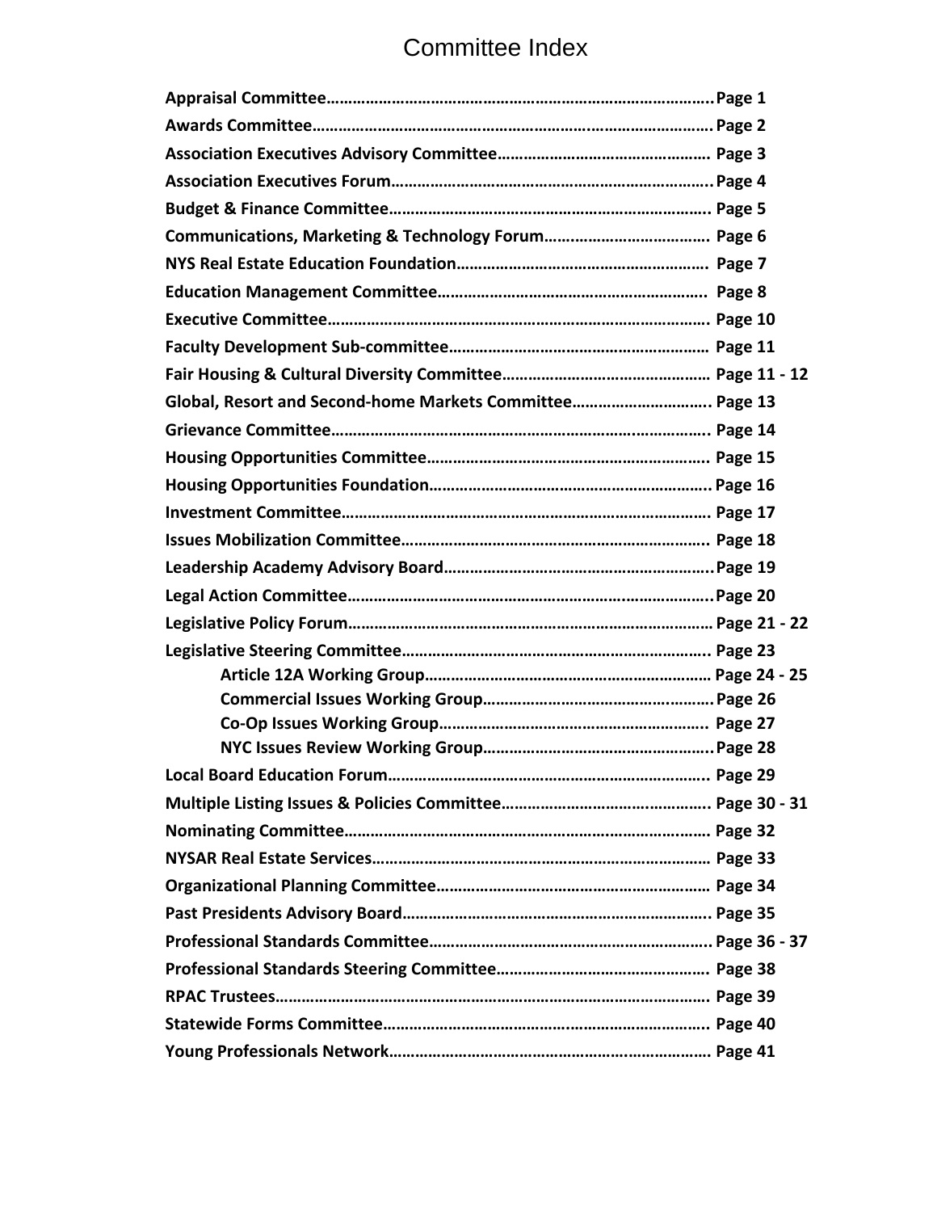# Committee Index

**Appraisal Committee……………………………………………………………………………..Page 1**
**Awards Committee………………………………………………………………………………Page 2**
**Association Executives Advisory Committee………………………………………… Page 3**
**Association Executives Forum………………………………………………………………..Page 4**
**Budget & Finance Committee……………………………………………………………….. Page 5**
**Communications, Marketing & Technology Forum……………………………….. Page 6**
**NYS Real Estate Education Foundation…………………………………………………. Page 7**
**Education Management Committee……………………………………………………. Page 8**
**Executive Committee……………………………………………………………………………. Page 10**
**Faculty Development Sub-committee…………………………………………………… Page 11**
**Fair Housing & Cultural Diversity Committee………………………………………… Page 11 - 12**
**Global, Resort and Second-home Markets Committee………………………….. Page 13**
**Grievance Committee……………………………………………………………………………. Page 14**
**Housing Opportunities Committee……………………………………………………….. Page 15**
**Housing Opportunities Foundation……………………………………………………….Page 16**
**Investment Committee…………………………………………………………………………. Page 17**
**Issues Mobilization Committee…………………………………………………………….. Page 18**
**Leadership Academy Advisory Board……………………………………………………..Page 19**
**Legal Action Committee………………………………………………………………………..Page 20**
**Legislative Policy Forum……………………………………………………………………… Page 21 - 22**
**Legislative Steering Committee…………………………………………………………….. Page 23**

- **Article 12A Working Group………………………………………………………… Page 24 - 25**
- **Commercial Issues Working Group……………………………………………….Page 26**
- **Co-Op Issues Working Group………………………………………………………. Page 27**
- **NYC Issues Review Working Group……………………………………………….Page 28**

**Local Board Education Forum……………………………………………………………….. Page 29**
**Multiple Listing Issues & Policies Committee………………………………………. Page 30 - 31**
**Nominating Committee…………………………………………………………………………. Page 32**
**NYSAR Real Estate Services…………………………………………………………………… Page 33**
**Organizational Planning Committee……………………………………………………… Page 34**
**Past Presidents Advisory Board…………………………………………………………….. Page 35**
**Professional Standards Committee……………………………………………………….. Page 36 - 37**
**Professional Standards Steering Committee………………………………………… Page 38**
**RPAC Trustees………………………………………………………………………………………. Page 39**
**Statewide Forms Committee…………………………………………………………………. Page 40**
**Young Professionals Network……………………………………………………………… Page 41**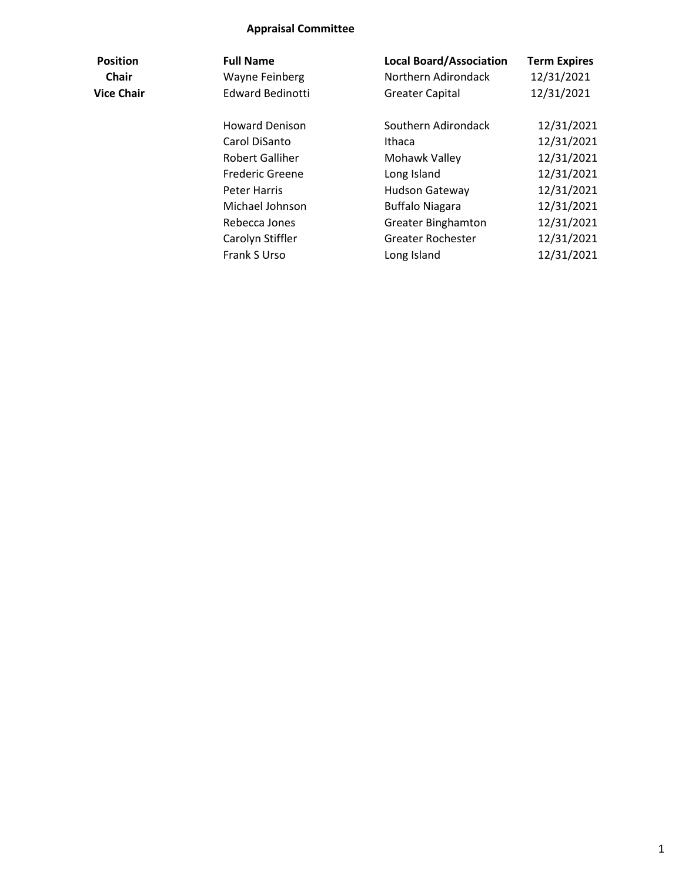## Appraisal Committee

| Position | Full Name | Local Board/Association | Term Expires |
|---|---|---|---|
| **Chair** | Wayne Feinberg | Northern Adirondack | 12/31/2021 |
| **Vice Chair** | Edward Bedinotti | Greater Capital | 12/31/2021 |
| | Howard Denison | Southern Adirondack | 12/31/2021 |
| | Carol DiSanto | Ithaca | 12/31/2021 |
| | Robert Galliher | Mohawk Valley | 12/31/2021 |
| | Frederic Greene | Long Island | 12/31/2021 |
| | Peter Harris | Hudson Gateway | 12/31/2021 |
| | Michael Johnson | Buffalo Niagara | 12/31/2021 |
| | Rebecca Jones | Greater Binghamton | 12/31/2021 |
| | Carolyn Stiffler | Greater Rochester | 12/31/2021 |
| | Frank S Urso | Long Island | 12/31/2021 |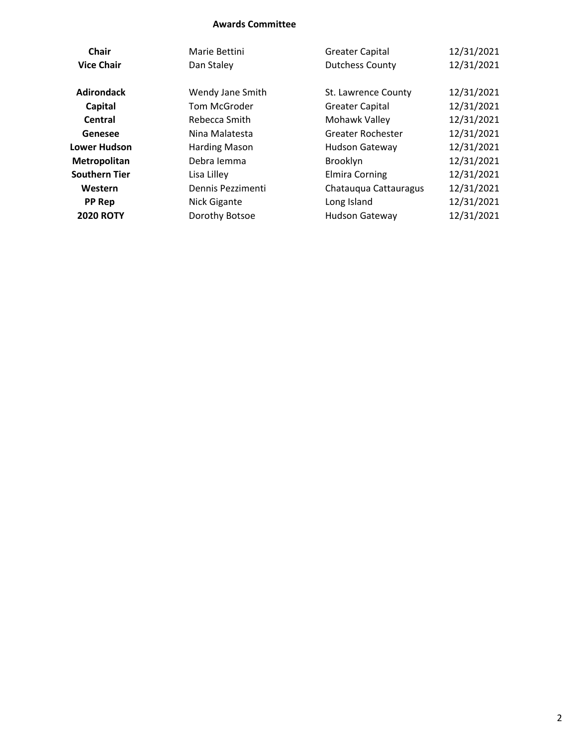## Awards Committee

| | | | |
|---|---|---|---|
| **Chair** | Marie Bettini | Greater Capital | 12/31/2021 |
| **Vice Chair** | Dan Staley | Dutchess County | 12/31/2021 |
| | | | |
| **Adirondack** | Wendy Jane Smith | St. Lawrence County | 12/31/2021 |
| **Capital** | Tom McGroder | Greater Capital | 12/31/2021 |
| **Central** | Rebecca Smith | Mohawk Valley | 12/31/2021 |
| **Genesee** | Nina Malatesta | Greater Rochester | 12/31/2021 |
| **Lower Hudson** | Harding Mason | Hudson Gateway | 12/31/2021 |
| **Metropolitan** | Debra Iemma | Brooklyn | 12/31/2021 |
| **Southern Tier** | Lisa Lilley | Elmira Corning | 12/31/2021 |
| **Western** | Dennis Pezzimenti | Chatauqua Cattauragus | 12/31/2021 |
| **PP Rep** | Nick Gigante | Long Island | 12/31/2021 |
| **2020 ROTY** | Dorothy Botsoe | Hudson Gateway | 12/31/2021 |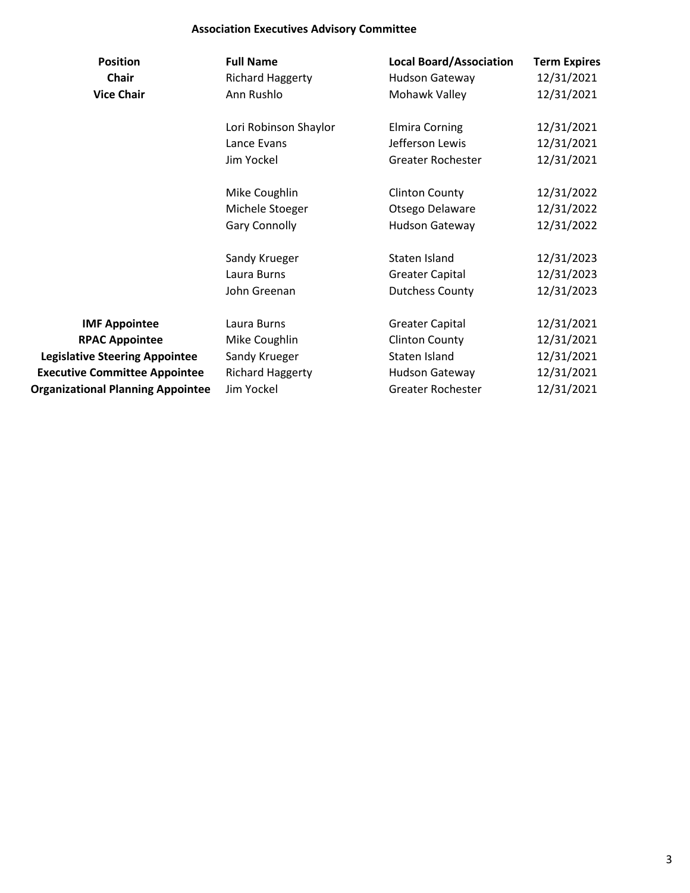## Association Executives Advisory Committee

| Position | Full Name | Local Board/Association | Term Expires |
|---|---|---|---|
| **Chair** | Richard Haggerty | Hudson Gateway | 12/31/2021 |
| **Vice Chair** | Ann Rushlo | Mohawk Valley | 12/31/2021 |
| | Lori Robinson Shaylor | Elmira Corning | 12/31/2021 |
| | Lance Evans | Jefferson Lewis | 12/31/2021 |
| | Jim Yockel | Greater Rochester | 12/31/2021 |
| | Mike Coughlin | Clinton County | 12/31/2022 |
| | Michele Stoeger | Otsego Delaware | 12/31/2022 |
| | Gary Connolly | Hudson Gateway | 12/31/2022 |
| | Sandy Krueger | Staten Island | 12/31/2023 |
| | Laura Burns | Greater Capital | 12/31/2023 |
| | John Greenan | Dutchess County | 12/31/2023 |
| **IMF Appointee** | Laura Burns | Greater Capital | 12/31/2021 |
| **RPAC Appointee** | Mike Coughlin | Clinton County | 12/31/2021 |
| **Legislative Steering Appointee** | Sandy Krueger | Staten Island | 12/31/2021 |
| **Executive Committee Appointee** | Richard Haggerty | Hudson Gateway | 12/31/2021 |
| **Organizational Planning Appointee** | Jim Yockel | Greater Rochester | 12/31/2021 |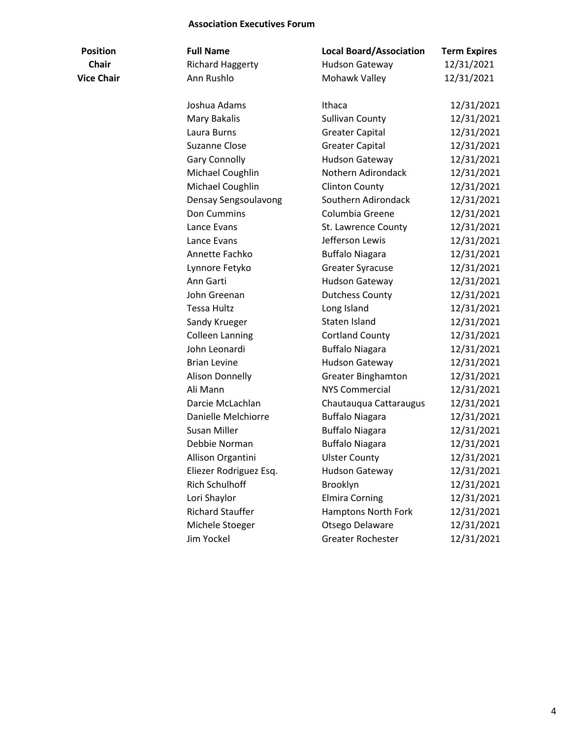### Association Executives Forum

| Position | Full Name | Local Board/Association | Term Expires |
|---|---|---|---|
| **Chair** | Richard Haggerty | Hudson Gateway | 12/31/2021 |
| **Vice Chair** | Ann Rushlo | Mohawk Valley | 12/31/2021 |
| | | | |
| | Joshua Adams | Ithaca | 12/31/2021 |
| | Mary Bakalis | Sullivan County | 12/31/2021 |
| | Laura Burns | Greater Capital | 12/31/2021 |
| | Suzanne Close | Greater Capital | 12/31/2021 |
| | Gary Connolly | Hudson Gateway | 12/31/2021 |
| | Michael Coughlin | Nothern Adirondack | 12/31/2021 |
| | Michael Coughlin | Clinton County | 12/31/2021 |
| | Densay Sengsoulavong | Southern Adirondack | 12/31/2021 |
| | Don Cummins | Columbia Greene | 12/31/2021 |
| | Lance Evans | St. Lawrence County | 12/31/2021 |
| | Lance Evans | Jefferson Lewis | 12/31/2021 |
| | Annette Fachko | Buffalo Niagara | 12/31/2021 |
| | Lynnore Fetyko | Greater Syracuse | 12/31/2021 |
| | Ann Garti | Hudson Gateway | 12/31/2021 |
| | John Greenan | Dutchess County | 12/31/2021 |
| | Tessa Hultz | Long Island | 12/31/2021 |
| | Sandy Krueger | Staten Island | 12/31/2021 |
| | Colleen Lanning | Cortland County | 12/31/2021 |
| | John Leonardi | Buffalo Niagara | 12/31/2021 |
| | Brian Levine | Hudson Gateway | 12/31/2021 |
| | Alison Donnelly | Greater Binghamton | 12/31/2021 |
| | Ali Mann | NYS Commercial | 12/31/2021 |
| | Darcie McLachlan | Chautauqua Cattaraugus | 12/31/2021 |
| | Danielle Melchiorre | Buffalo Niagara | 12/31/2021 |
| | Susan Miller | Buffalo Niagara | 12/31/2021 |
| | Debbie Norman | Buffalo Niagara | 12/31/2021 |
| | Allison Organtini | Ulster County | 12/31/2021 |
| | Eliezer Rodriguez Esq. | Hudson Gateway | 12/31/2021 |
| | Rich Schulhoff | Brooklyn | 12/31/2021 |
| | Lori Shaylor | Elmira Corning | 12/31/2021 |
| | Richard Stauffer | Hamptons North Fork | 12/31/2021 |
| | Michele Stoeger | Otsego Delaware | 12/31/2021 |
| | Jim Yockel | Greater Rochester | 12/31/2021 |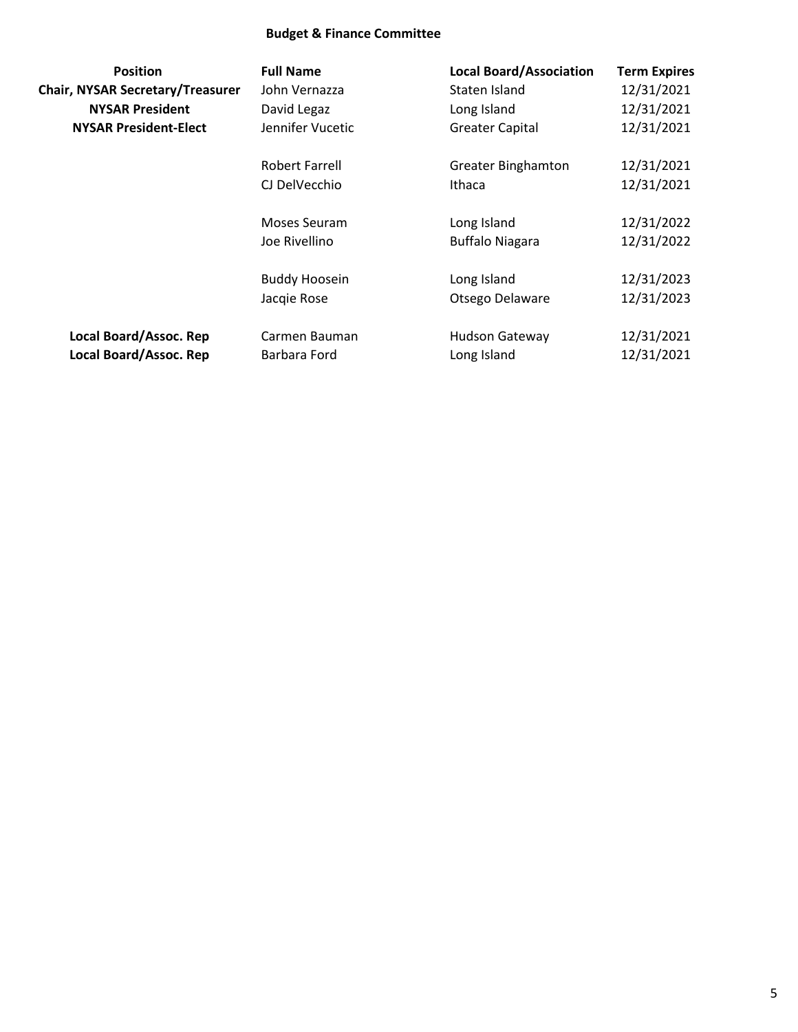## Budget & Finance Committee

| Position | Full Name | Local Board/Association | Term Expires |
|---|---|---|---|
| **Chair, NYSAR Secretary/Treasurer** | John Vernazza | Staten Island | 12/31/2021 |
| **NYSAR President** | David Legaz | Long Island | 12/31/2021 |
| **NYSAR President-Elect** | Jennifer Vucetic | Greater Capital | 12/31/2021 |
| | Robert Farrell | Greater Binghamton | 12/31/2021 |
| | CJ DelVecchio | Ithaca | 12/31/2021 |
| | Moses Seuram | Long Island | 12/31/2022 |
| | Joe Rivellino | Buffalo Niagara | 12/31/2022 |
| | Buddy Hoosein | Long Island | 12/31/2023 |
| | Jacqie Rose | Otsego Delaware | 12/31/2023 |
| **Local Board/Assoc. Rep** | Carmen Bauman | Hudson Gateway | 12/31/2021 |
| **Local Board/Assoc. Rep** | Barbara Ford | Long Island | 12/31/2021 |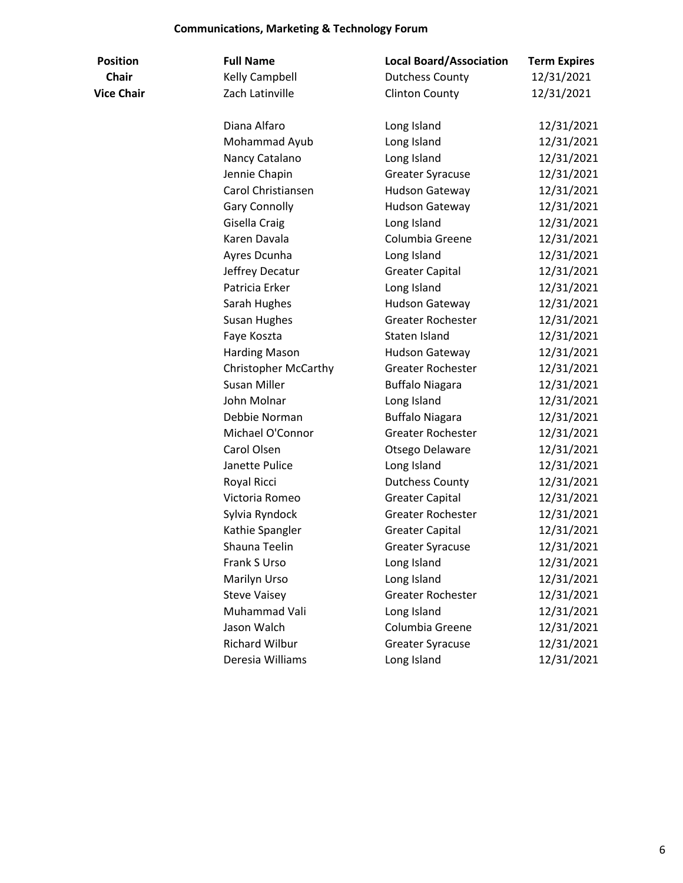## Communications, Marketing & Technology Forum

| Position | Full Name | Local Board/Association | Term Expires |
|---|---|---|---|
| **Chair** | Kelly Campbell | Dutchess County | 12/31/2021 |
| **Vice Chair** | Zach Latinville | Clinton County | 12/31/2021 |
| | | | |
| | Diana Alfaro | Long Island | 12/31/2021 |
| | Mohammad Ayub | Long Island | 12/31/2021 |
| | Nancy Catalano | Long Island | 12/31/2021 |
| | Jennie Chapin | Greater Syracuse | 12/31/2021 |
| | Carol Christiansen | Hudson Gateway | 12/31/2021 |
| | Gary Connolly | Hudson Gateway | 12/31/2021 |
| | Gisella Craig | Long Island | 12/31/2021 |
| | Karen Davala | Columbia Greene | 12/31/2021 |
| | Ayres Dcunha | Long Island | 12/31/2021 |
| | Jeffrey Decatur | Greater Capital | 12/31/2021 |
| | Patricia Erker | Long Island | 12/31/2021 |
| | Sarah Hughes | Hudson Gateway | 12/31/2021 |
| | Susan Hughes | Greater Rochester | 12/31/2021 |
| | Faye Koszta | Staten Island | 12/31/2021 |
| | Harding Mason | Hudson Gateway | 12/31/2021 |
| | Christopher McCarthy | Greater Rochester | 12/31/2021 |
| | Susan Miller | Buffalo Niagara | 12/31/2021 |
| | John Molnar | Long Island | 12/31/2021 |
| | Debbie Norman | Buffalo Niagara | 12/31/2021 |
| | Michael O'Connor | Greater Rochester | 12/31/2021 |
| | Carol Olsen | Otsego Delaware | 12/31/2021 |
| | Janette Pulice | Long Island | 12/31/2021 |
| | Royal Ricci | Dutchess County | 12/31/2021 |
| | Victoria Romeo | Greater Capital | 12/31/2021 |
| | Sylvia Ryndock | Greater Rochester | 12/31/2021 |
| | Kathie Spangler | Greater Capital | 12/31/2021 |
| | Shauna Teelin | Greater Syracuse | 12/31/2021 |
| | Frank S Urso | Long Island | 12/31/2021 |
| | Marilyn Urso | Long Island | 12/31/2021 |
| | Steve Vaisey | Greater Rochester | 12/31/2021 |
| | Muhammad Vali | Long Island | 12/31/2021 |
| | Jason Walch | Columbia Greene | 12/31/2021 |
| | Richard Wilbur | Greater Syracuse | 12/31/2021 |
| | Deresia Williams | Long Island | 12/31/2021 |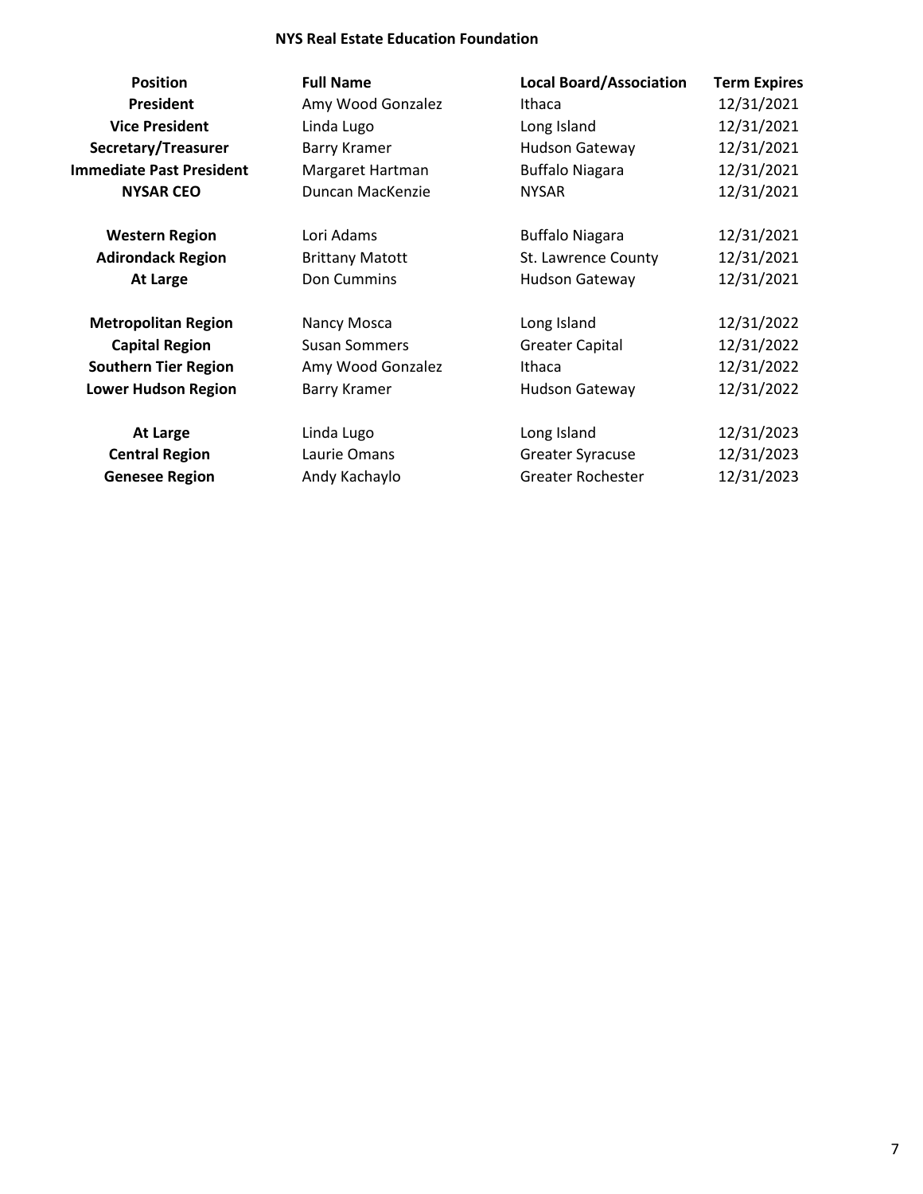## NYS Real Estate Education Foundation

| Position | Full Name | Local Board/Association | Term Expires |
|---|---|---|---|
| **President** | Amy Wood Gonzalez | Ithaca | 12/31/2021 |
| **Vice President** | Linda Lugo | Long Island | 12/31/2021 |
| **Secretary/Treasurer** | Barry Kramer | Hudson Gateway | 12/31/2021 |
| **Immediate Past President** | Margaret Hartman | Buffalo Niagara | 12/31/2021 |
| **NYSAR CEO** | Duncan MacKenzie | NYSAR | 12/31/2021 |
| **Western Region** | Lori Adams | Buffalo Niagara | 12/31/2021 |
| **Adirondack Region** | Brittany Matott | St. Lawrence County | 12/31/2021 |
| **At Large** | Don Cummins | Hudson Gateway | 12/31/2021 |
| **Metropolitan Region** | Nancy Mosca | Long Island | 12/31/2022 |
| **Capital Region** | Susan Sommers | Greater Capital | 12/31/2022 |
| **Southern Tier Region** | Amy Wood Gonzalez | Ithaca | 12/31/2022 |
| **Lower Hudson Region** | Barry Kramer | Hudson Gateway | 12/31/2022 |
| **At Large** | Linda Lugo | Long Island | 12/31/2023 |
| **Central Region** | Laurie Omans | Greater Syracuse | 12/31/2023 |
| **Genesee Region** | Andy Kachaylo | Greater Rochester | 12/31/2023 |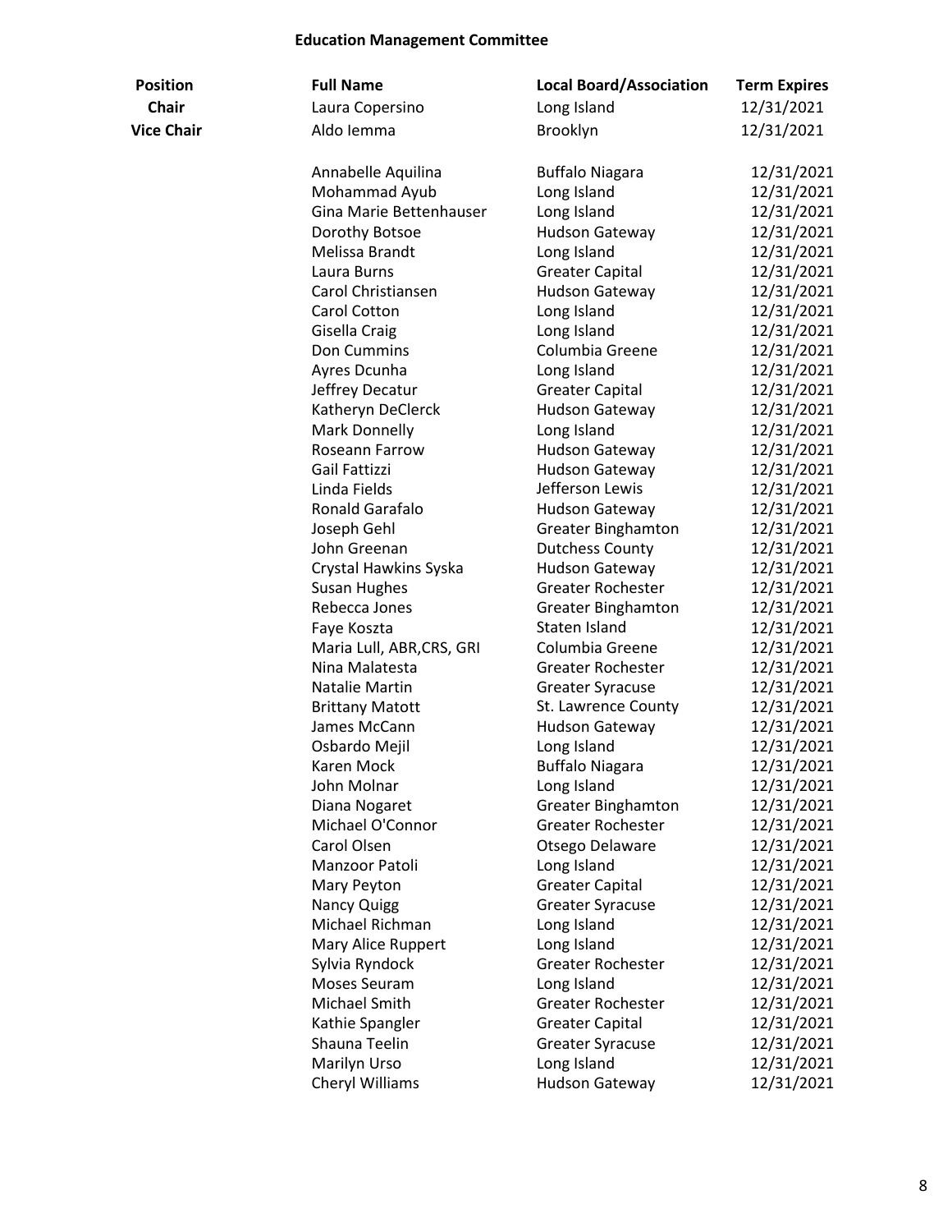## Education Management Committee

| Position | Full Name | Local Board/Association | Term Expires |
|---|---|---|---|
| Chair | Laura Copersino | Long Island | 12/31/2021 |
| Vice Chair | Aldo Iemma | Brooklyn | 12/31/2021 |
| | Annabelle Aquilina | Buffalo Niagara | 12/31/2021 |
| | Mohammad Ayub | Long Island | 12/31/2021 |
| | Gina Marie Bettenhauser | Long Island | 12/31/2021 |
| | Dorothy Botsoe | Hudson Gateway | 12/31/2021 |
| | Melissa Brandt | Long Island | 12/31/2021 |
| | Laura Burns | Greater Capital | 12/31/2021 |
| | Carol Christiansen | Hudson Gateway | 12/31/2021 |
| | Carol Cotton | Long Island | 12/31/2021 |
| | Gisella Craig | Long Island | 12/31/2021 |
| | Don Cummins | Columbia Greene | 12/31/2021 |
| | Ayres Dcunha | Long Island | 12/31/2021 |
| | Jeffrey Decatur | Greater Capital | 12/31/2021 |
| | Katheryn DeClerck | Hudson Gateway | 12/31/2021 |
| | Mark Donnelly | Long Island | 12/31/2021 |
| | Roseann Farrow | Hudson Gateway | 12/31/2021 |
| | Gail Fattizzi | Hudson Gateway | 12/31/2021 |
| | Linda Fields | Jefferson Lewis | 12/31/2021 |
| | Ronald Garafalo | Hudson Gateway | 12/31/2021 |
| | Joseph Gehl | Greater Binghamton | 12/31/2021 |
| | John Greenan | Dutchess County | 12/31/2021 |
| | Crystal Hawkins Syska | Hudson Gateway | 12/31/2021 |
| | Susan Hughes | Greater Rochester | 12/31/2021 |
| | Rebecca Jones | Greater Binghamton | 12/31/2021 |
| | Faye Koszta | Staten Island | 12/31/2021 |
| | Maria Lull, ABR,CRS, GRI | Columbia Greene | 12/31/2021 |
| | Nina Malatesta | Greater Rochester | 12/31/2021 |
| | Natalie Martin | Greater Syracuse | 12/31/2021 |
| | Brittany Matott | St. Lawrence County | 12/31/2021 |
| | James McCann | Hudson Gateway | 12/31/2021 |
| | Osbardo Mejil | Long Island | 12/31/2021 |
| | Karen Mock | Buffalo Niagara | 12/31/2021 |
| | John Molnar | Long Island | 12/31/2021 |
| | Diana Nogaret | Greater Binghamton | 12/31/2021 |
| | Michael O'Connor | Greater Rochester | 12/31/2021 |
| | Carol Olsen | Otsego Delaware | 12/31/2021 |
| | Manzoor Patoli | Long Island | 12/31/2021 |
| | Mary Peyton | Greater Capital | 12/31/2021 |
| | Nancy Quigg | Greater Syracuse | 12/31/2021 |
| | Michael Richman | Long Island | 12/31/2021 |
| | Mary Alice Ruppert | Long Island | 12/31/2021 |
| | Sylvia Ryndock | Greater Rochester | 12/31/2021 |
| | Moses Seuram | Long Island | 12/31/2021 |
| | Michael Smith | Greater Rochester | 12/31/2021 |
| | Kathie Spangler | Greater Capital | 12/31/2021 |
| | Shauna Teelin | Greater Syracuse | 12/31/2021 |
| | Marilyn Urso | Long Island | 12/31/2021 |
| | Cheryl Williams | Hudson Gateway | 12/31/2021 |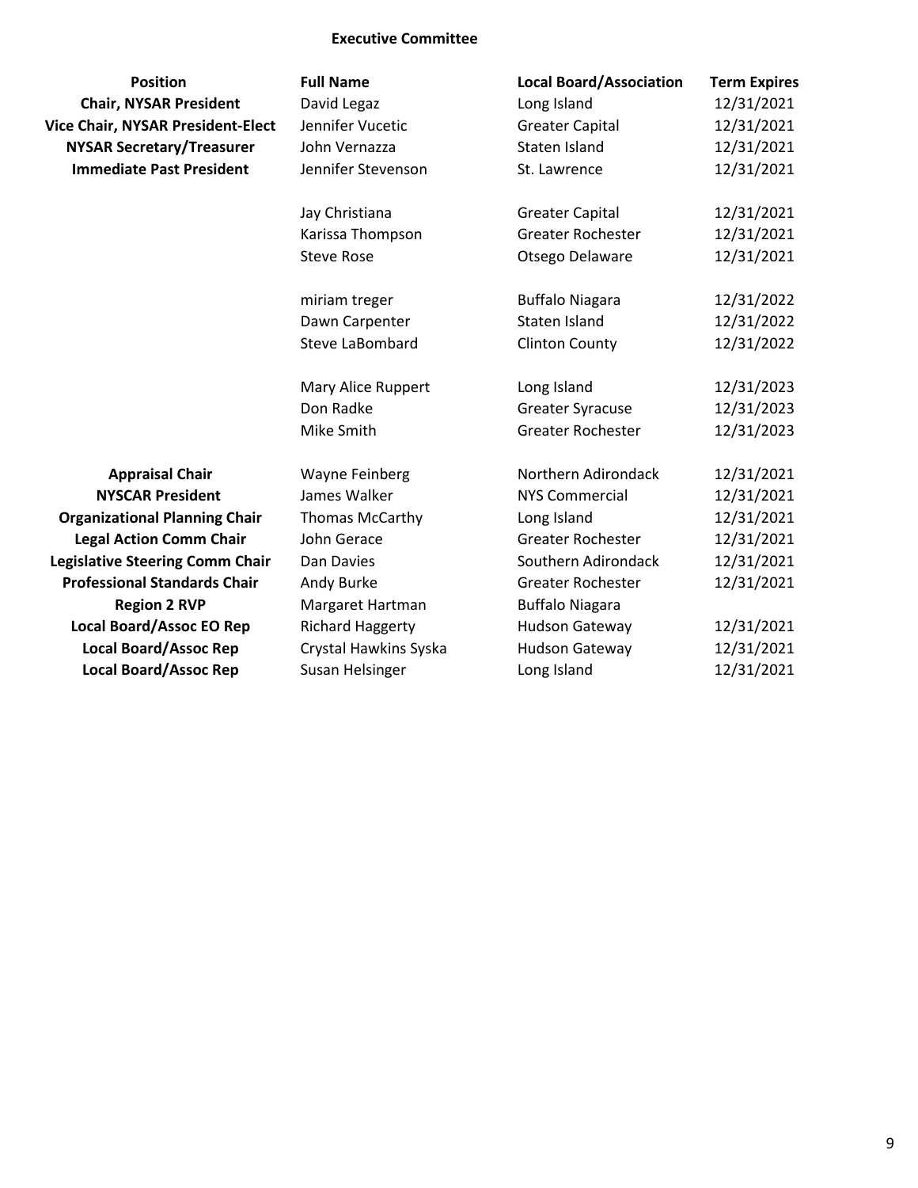## Executive Committee

| Position | Full Name | Local Board/Association | Term Expires |
|---|---|---|---|
| **Chair, NYSAR President** | David Legaz | Long Island | 12/31/2021 |
| **Vice Chair, NYSAR President-Elect** | Jennifer Vucetic | Greater Capital | 12/31/2021 |
| **NYSAR Secretary/Treasurer** | John Vernazza | Staten Island | 12/31/2021 |
| **Immediate Past President** | Jennifer Stevenson | St. Lawrence | 12/31/2021 |
| | | | |
| | Jay Christiana | Greater Capital | 12/31/2021 |
| | Karissa Thompson | Greater Rochester | 12/31/2021 |
| | Steve Rose | Otsego Delaware | 12/31/2021 |
| | | | |
| | miriam treger | Buffalo Niagara | 12/31/2022 |
| | Dawn Carpenter | Staten Island | 12/31/2022 |
| | Steve LaBombard | Clinton County | 12/31/2022 |
| | | | |
| | Mary Alice Ruppert | Long Island | 12/31/2023 |
| | Don Radke | Greater Syracuse | 12/31/2023 |
| | Mike Smith | Greater Rochester | 12/31/2023 |
| | | | |
| **Appraisal Chair** | Wayne Feinberg | Northern Adirondack | 12/31/2021 |
| **NYSCAR President** | James Walker | NYS Commercial | 12/31/2021 |
| **Organizational Planning Chair** | Thomas McCarthy | Long Island | 12/31/2021 |
| **Legal Action Comm Chair** | John Gerace | Greater Rochester | 12/31/2021 |
| **Legislative Steering Comm Chair** | Dan Davies | Southern Adirondack | 12/31/2021 |
| **Professional Standards Chair** | Andy Burke | Greater Rochester | 12/31/2021 |
| **Region 2 RVP** | Margaret Hartman | Buffalo Niagara | |
| **Local Board/Assoc EO Rep** | Richard Haggerty | Hudson Gateway | 12/31/2021 |
| **Local Board/Assoc Rep** | Crystal Hawkins Syska | Hudson Gateway | 12/31/2021 |
| **Local Board/Assoc Rep** | Susan Helsinger | Long Island | 12/31/2021 |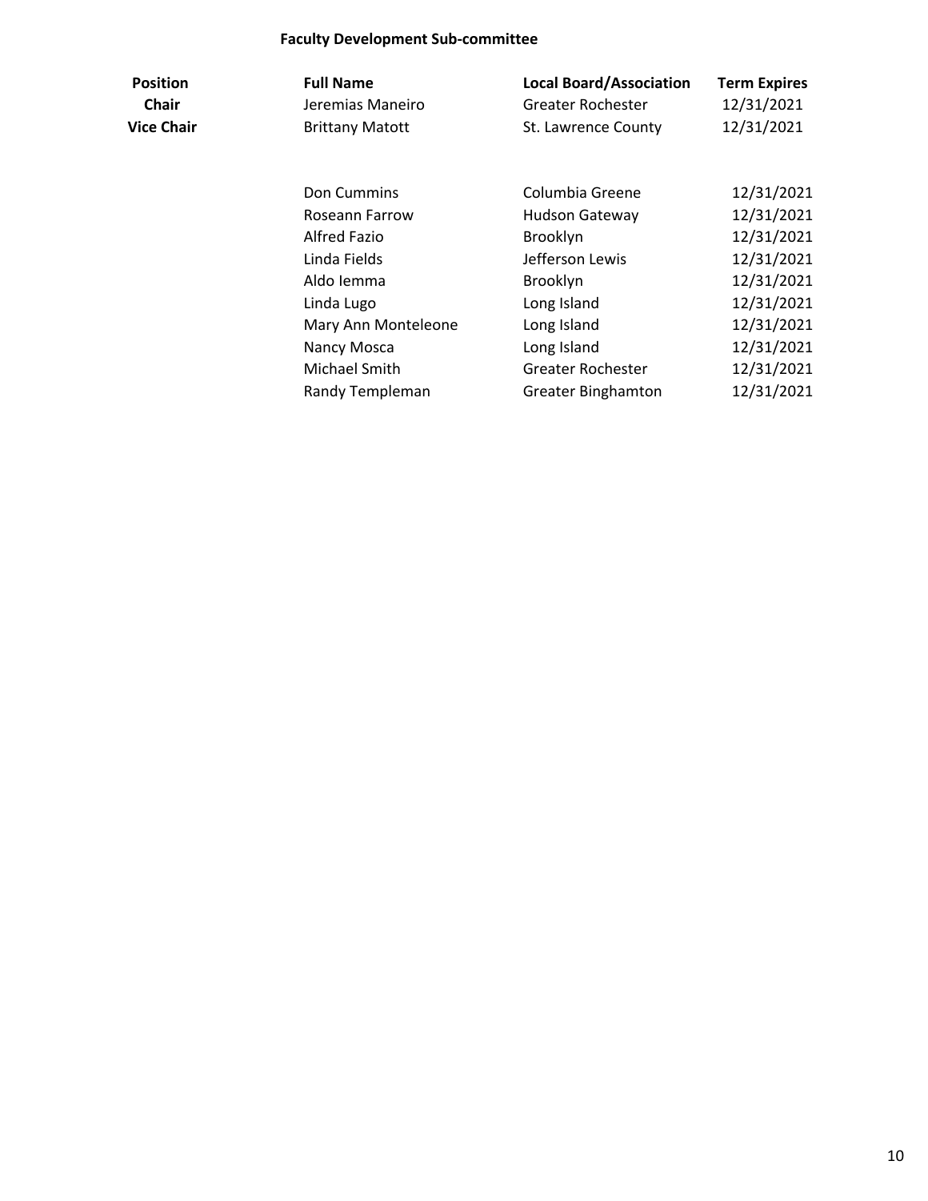### Faculty Development Sub-committee

| Position | Full Name | Local Board/Association | Term Expires |
|---|---|---|---|
| Chair | Jeremias Maneiro | Greater Rochester | 12/31/2021 |
| Vice Chair | Brittany Matott | St. Lawrence County | 12/31/2021 |
| | Don Cummins | Columbia Greene | 12/31/2021 |
| | Roseann Farrow | Hudson Gateway | 12/31/2021 |
| | Alfred Fazio | Brooklyn | 12/31/2021 |
| | Linda Fields | Jefferson Lewis | 12/31/2021 |
| | Aldo Iemma | Brooklyn | 12/31/2021 |
| | Linda Lugo | Long Island | 12/31/2021 |
| | Mary Ann Monteleone | Long Island | 12/31/2021 |
| | Nancy Mosca | Long Island | 12/31/2021 |
| | Michael Smith | Greater Rochester | 12/31/2021 |
| | Randy Templeman | Greater Binghamton | 12/31/2021 |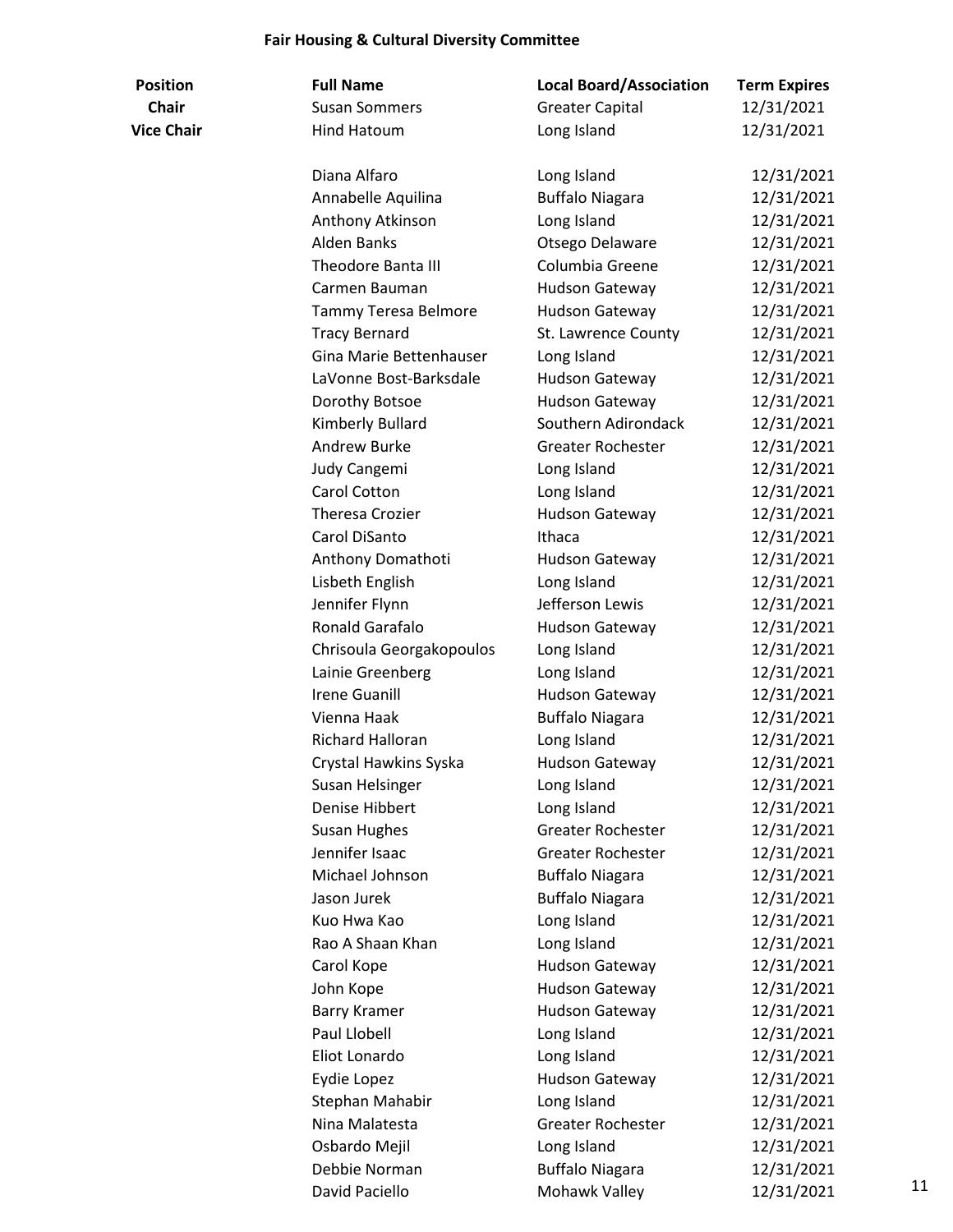## Fair Housing & Cultural Diversity Committee

| Position | Full Name | Local Board/Association | Term Expires |
|---|---|---|---|
| **Chair** | Susan Sommers | Greater Capital | 12/31/2021 |
| **Vice Chair** | Hind Hatoum | Long Island | 12/31/2021 |
| | | | |
| | Diana Alfaro | Long Island | 12/31/2021 |
| | Annabelle Aquilina | Buffalo Niagara | 12/31/2021 |
| | Anthony Atkinson | Long Island | 12/31/2021 |
| | Alden Banks | Otsego Delaware | 12/31/2021 |
| | Theodore Banta III | Columbia Greene | 12/31/2021 |
| | Carmen Bauman | Hudson Gateway | 12/31/2021 |
| | Tammy Teresa Belmore | Hudson Gateway | 12/31/2021 |
| | Tracy Bernard | St. Lawrence County | 12/31/2021 |
| | Gina Marie Bettenhauser | Long Island | 12/31/2021 |
| | LaVonne Bost-Barksdale | Hudson Gateway | 12/31/2021 |
| | Dorothy Botsoe | Hudson Gateway | 12/31/2021 |
| | Kimberly Bullard | Southern Adirondack | 12/31/2021 |
| | Andrew Burke | Greater Rochester | 12/31/2021 |
| | Judy Cangemi | Long Island | 12/31/2021 |
| | Carol Cotton | Long Island | 12/31/2021 |
| | Theresa Crozier | Hudson Gateway | 12/31/2021 |
| | Carol DiSanto | Ithaca | 12/31/2021 |
| | Anthony Domathoti | Hudson Gateway | 12/31/2021 |
| | Lisbeth English | Long Island | 12/31/2021 |
| | Jennifer Flynn | Jefferson Lewis | 12/31/2021 |
| | Ronald Garafalo | Hudson Gateway | 12/31/2021 |
| | Chrisoula Georgakopoulos | Long Island | 12/31/2021 |
| | Lainie Greenberg | Long Island | 12/31/2021 |
| | Irene Guanill | Hudson Gateway | 12/31/2021 |
| | Vienna Haak | Buffalo Niagara | 12/31/2021 |
| | Richard Halloran | Long Island | 12/31/2021 |
| | Crystal Hawkins Syska | Hudson Gateway | 12/31/2021 |
| | Susan Helsinger | Long Island | 12/31/2021 |
| | Denise Hibbert | Long Island | 12/31/2021 |
| | Susan Hughes | Greater Rochester | 12/31/2021 |
| | Jennifer Isaac | Greater Rochester | 12/31/2021 |
| | Michael Johnson | Buffalo Niagara | 12/31/2021 |
| | Jason Jurek | Buffalo Niagara | 12/31/2021 |
| | Kuo Hwa Kao | Long Island | 12/31/2021 |
| | Rao A Shaan Khan | Long Island | 12/31/2021 |
| | Carol Kope | Hudson Gateway | 12/31/2021 |
| | John Kope | Hudson Gateway | 12/31/2021 |
| | Barry Kramer | Hudson Gateway | 12/31/2021 |
| | Paul Llobell | Long Island | 12/31/2021 |
| | Eliot Lonardo | Long Island | 12/31/2021 |
| | Eydie Lopez | Hudson Gateway | 12/31/2021 |
| | Stephan Mahabir | Long Island | 12/31/2021 |
| | Nina Malatesta | Greater Rochester | 12/31/2021 |
| | Osbardo Mejil | Long Island | 12/31/2021 |
| | Debbie Norman | Buffalo Niagara | 12/31/2021 |
| | David Paciello | Mohawk Valley | 12/31/2021 |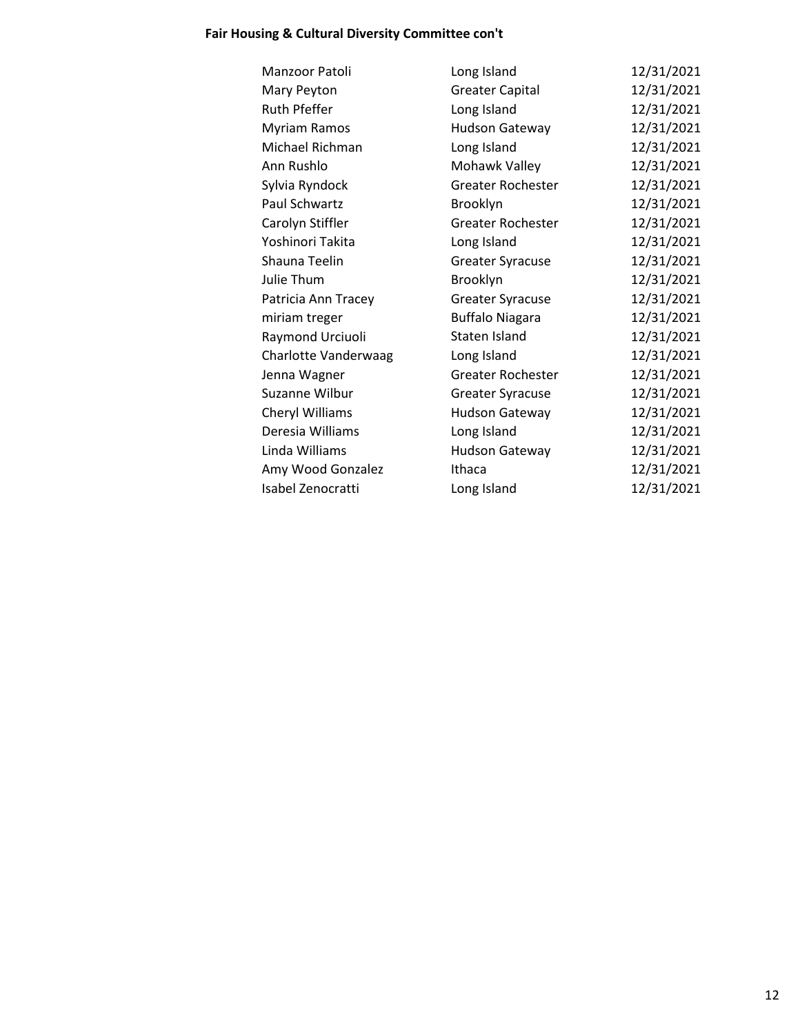**Fair Housing & Cultural Diversity Committee con't**

| | | |
|---|---|---|
| Manzoor Patoli | Long Island | 12/31/2021 |
| Mary Peyton | Greater Capital | 12/31/2021 |
| Ruth Pfeffer | Long Island | 12/31/2021 |
| Myriam Ramos | Hudson Gateway | 12/31/2021 |
| Michael Richman | Long Island | 12/31/2021 |
| Ann Rushlo | Mohawk Valley | 12/31/2021 |
| Sylvia Ryndock | Greater Rochester | 12/31/2021 |
| Paul Schwartz | Brooklyn | 12/31/2021 |
| Carolyn Stiffler | Greater Rochester | 12/31/2021 |
| Yoshinori Takita | Long Island | 12/31/2021 |
| Shauna Teelin | Greater Syracuse | 12/31/2021 |
| Julie Thum | Brooklyn | 12/31/2021 |
| Patricia Ann Tracey | Greater Syracuse | 12/31/2021 |
| miriam treger | Buffalo Niagara | 12/31/2021 |
| Raymond Urciuoli | Staten Island | 12/31/2021 |
| Charlotte Vanderwaag | Long Island | 12/31/2021 |
| Jenna Wagner | Greater Rochester | 12/31/2021 |
| Suzanne Wilbur | Greater Syracuse | 12/31/2021 |
| Cheryl Williams | Hudson Gateway | 12/31/2021 |
| Deresia Williams | Long Island | 12/31/2021 |
| Linda Williams | Hudson Gateway | 12/31/2021 |
| Amy Wood Gonzalez | Ithaca | 12/31/2021 |
| Isabel Zenocratti | Long Island | 12/31/2021 |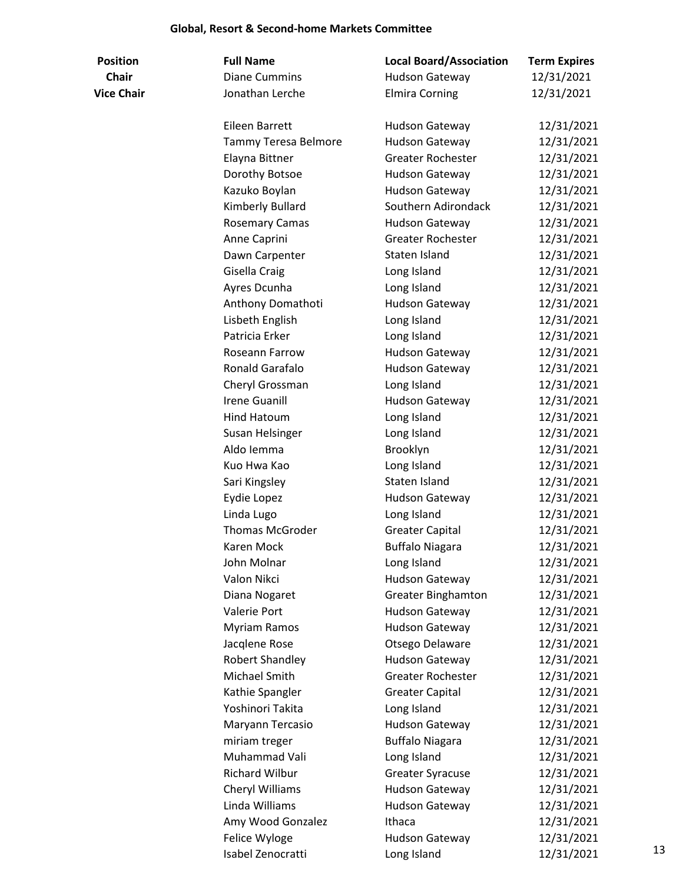## Global, Resort & Second-home Markets Committee

| Position | Full Name | Local Board/Association | Term Expires |
|---|---|---|---|
| **Chair** | Diane Cummins | Hudson Gateway | 12/31/2021 |
| **Vice Chair** | Jonathan Lerche | Elmira Corning | 12/31/2021 |
| | Eileen Barrett | Hudson Gateway | 12/31/2021 |
| | Tammy Teresa Belmore | Hudson Gateway | 12/31/2021 |
| | Elayna Bittner | Greater Rochester | 12/31/2021 |
| | Dorothy Botsoe | Hudson Gateway | 12/31/2021 |
| | Kazuko Boylan | Hudson Gateway | 12/31/2021 |
| | Kimberly Bullard | Southern Adirondack | 12/31/2021 |
| | Rosemary Camas | Hudson Gateway | 12/31/2021 |
| | Anne Caprini | Greater Rochester | 12/31/2021 |
| | Dawn Carpenter | Staten Island | 12/31/2021 |
| | Gisella Craig | Long Island | 12/31/2021 |
| | Ayres Dcunha | Long Island | 12/31/2021 |
| | Anthony Domathoti | Hudson Gateway | 12/31/2021 |
| | Lisbeth English | Long Island | 12/31/2021 |
| | Patricia Erker | Long Island | 12/31/2021 |
| | Roseann Farrow | Hudson Gateway | 12/31/2021 |
| | Ronald Garafalo | Hudson Gateway | 12/31/2021 |
| | Cheryl Grossman | Long Island | 12/31/2021 |
| | Irene Guanill | Hudson Gateway | 12/31/2021 |
| | Hind Hatoum | Long Island | 12/31/2021 |
| | Susan Helsinger | Long Island | 12/31/2021 |
| | Aldo Iemma | Brooklyn | 12/31/2021 |
| | Kuo Hwa Kao | Long Island | 12/31/2021 |
| | Sari Kingsley | Staten Island | 12/31/2021 |
| | Eydie Lopez | Hudson Gateway | 12/31/2021 |
| | Linda Lugo | Long Island | 12/31/2021 |
| | Thomas McGroder | Greater Capital | 12/31/2021 |
| | Karen Mock | Buffalo Niagara | 12/31/2021 |
| | John Molnar | Long Island | 12/31/2021 |
| | Valon Nikci | Hudson Gateway | 12/31/2021 |
| | Diana Nogaret | Greater Binghamton | 12/31/2021 |
| | Valerie Port | Hudson Gateway | 12/31/2021 |
| | Myriam Ramos | Hudson Gateway | 12/31/2021 |
| | Jacqlene Rose | Otsego Delaware | 12/31/2021 |
| | Robert Shandley | Hudson Gateway | 12/31/2021 |
| | Michael Smith | Greater Rochester | 12/31/2021 |
| | Kathie Spangler | Greater Capital | 12/31/2021 |
| | Yoshinori Takita | Long Island | 12/31/2021 |
| | Maryann Tercasio | Hudson Gateway | 12/31/2021 |
| | miriam treger | Buffalo Niagara | 12/31/2021 |
| | Muhammad Vali | Long Island | 12/31/2021 |
| | Richard Wilbur | Greater Syracuse | 12/31/2021 |
| | Cheryl Williams | Hudson Gateway | 12/31/2021 |
| | Linda Williams | Hudson Gateway | 12/31/2021 |
| | Amy Wood Gonzalez | Ithaca | 12/31/2021 |
| | Felice Wyloge | Hudson Gateway | 12/31/2021 |
| | Isabel Zenocratti | Long Island | 12/31/2021 |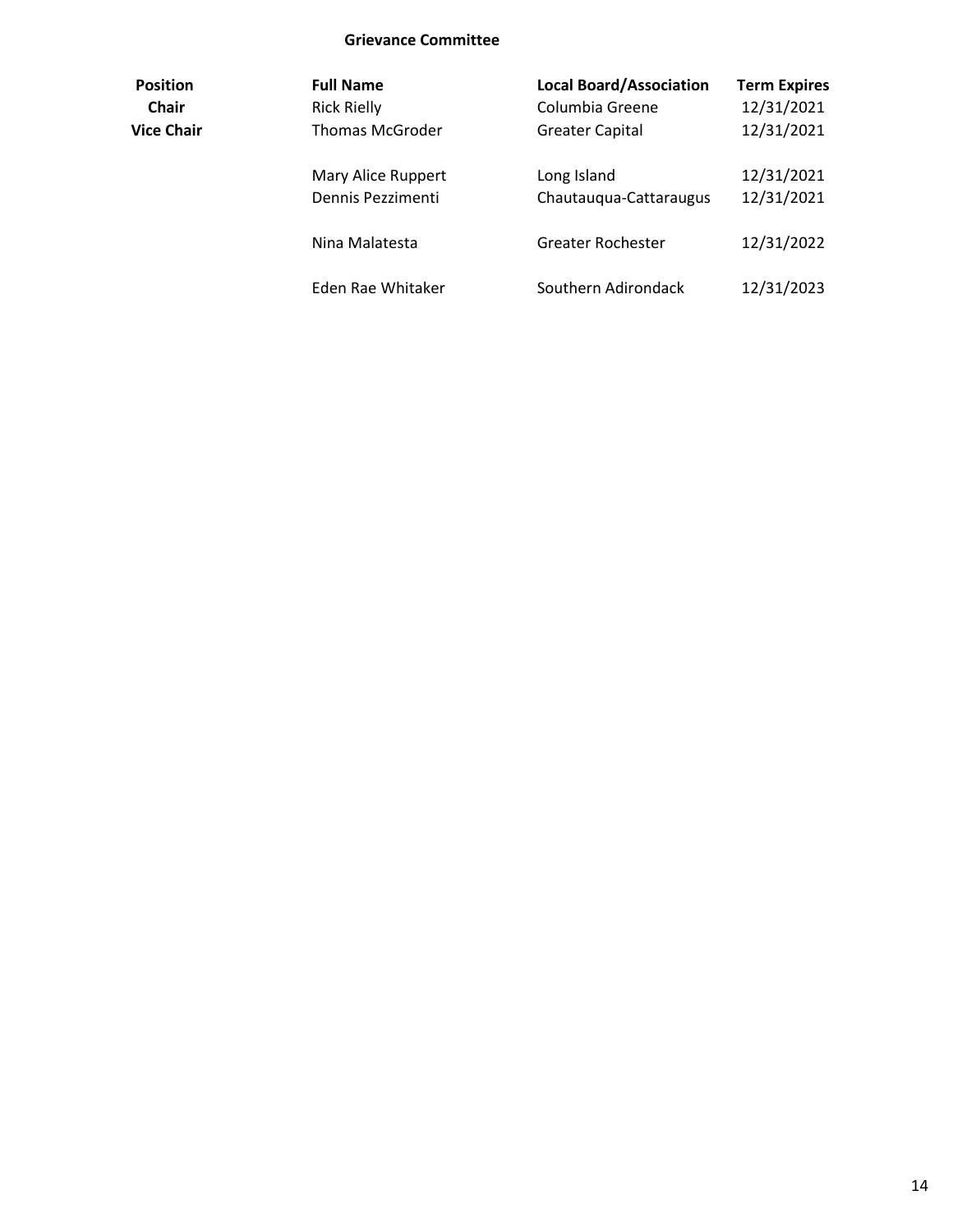## Grievance Committee

| Position | Full Name | Local Board/Association | Term Expires |
| --- | --- | --- | --- |
| Chair | Rick Rielly | Columbia Greene | 12/31/2021 |
| Vice Chair | Thomas McGroder | Greater Capital | 12/31/2021 |
| | Mary Alice Ruppert | Long Island | 12/31/2021 |
| | Dennis Pezzimenti | Chautauqua-Cattaraugus | 12/31/2021 |
| | Nina Malatesta | Greater Rochester | 12/31/2022 |
| | Eden Rae Whitaker | Southern Adirondack | 12/31/2023 |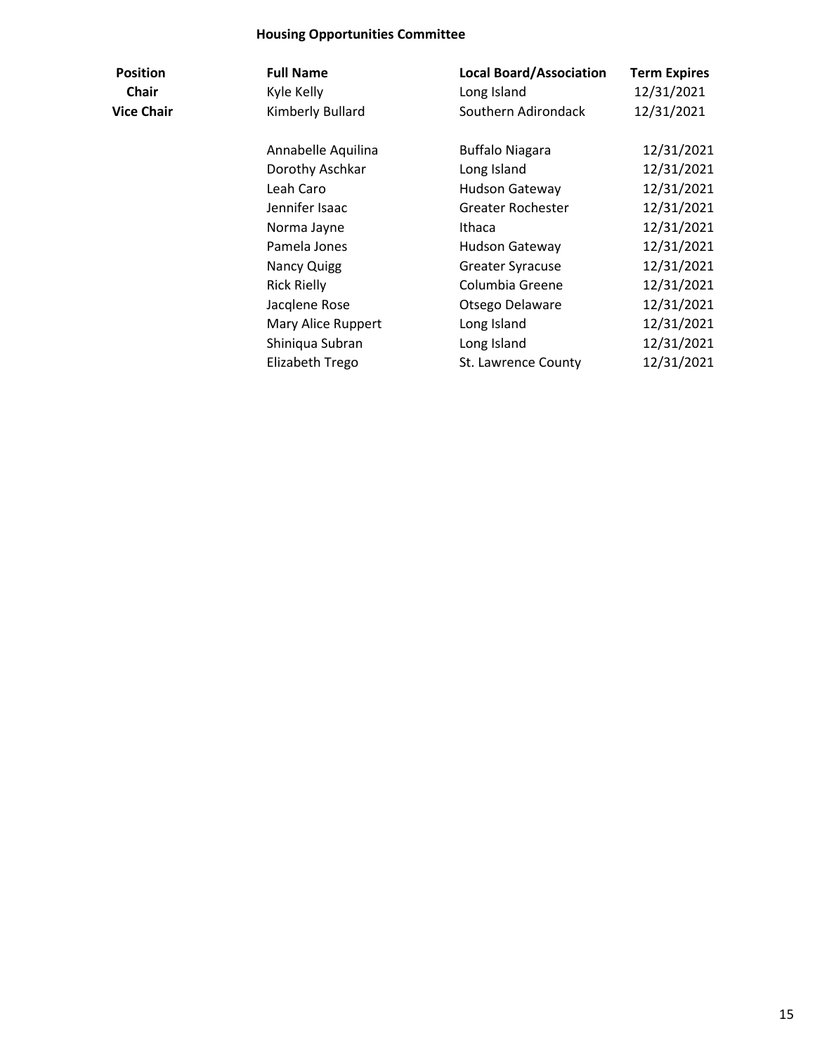## Housing Opportunities Committee

| Position | Full Name | Local Board/Association | Term Expires |
|---|---|---|---|
| **Chair** | Kyle Kelly | Long Island | 12/31/2021 |
| **Vice Chair** | Kimberly Bullard | Southern Adirondack | 12/31/2021 |
| | | | |
| | Annabelle Aquilina | Buffalo Niagara | 12/31/2021 |
| | Dorothy Aschkar | Long Island | 12/31/2021 |
| | Leah Caro | Hudson Gateway | 12/31/2021 |
| | Jennifer Isaac | Greater Rochester | 12/31/2021 |
| | Norma Jayne | Ithaca | 12/31/2021 |
| | Pamela Jones | Hudson Gateway | 12/31/2021 |
| | Nancy Quigg | Greater Syracuse | 12/31/2021 |
| | Rick Rielly | Columbia Greene | 12/31/2021 |
| | Jacqlene Rose | Otsego Delaware | 12/31/2021 |
| | Mary Alice Ruppert | Long Island | 12/31/2021 |
| | Shiniqua Subran | Long Island | 12/31/2021 |
| | Elizabeth Trego | St. Lawrence County | 12/31/2021 |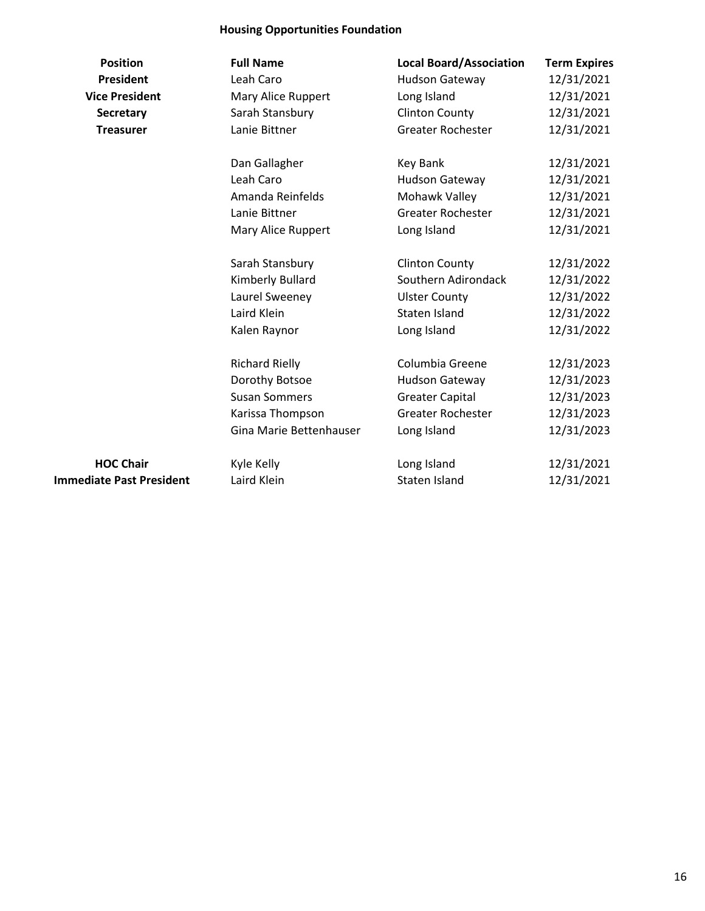**Housing Opportunities Foundation**

| Position | Full Name | Local Board/Association | Term Expires |
|---|---|---|---|
| **President** | Leah Caro | Hudson Gateway | 12/31/2021 |
| **Vice President** | Mary Alice Ruppert | Long Island | 12/31/2021 |
| **Secretary** | Sarah Stansbury | Clinton County | 12/31/2021 |
| **Treasurer** | Lanie Bittner | Greater Rochester | 12/31/2021 |
| | | | |
| | Dan Gallagher | Key Bank | 12/31/2021 |
| | Leah Caro | Hudson Gateway | 12/31/2021 |
| | Amanda Reinfelds | Mohawk Valley | 12/31/2021 |
| | Lanie Bittner | Greater Rochester | 12/31/2021 |
| | Mary Alice Ruppert | Long Island | 12/31/2021 |
| | | | |
| | Sarah Stansbury | Clinton County | 12/31/2022 |
| | Kimberly Bullard | Southern Adirondack | 12/31/2022 |
| | Laurel Sweeney | Ulster County | 12/31/2022 |
| | Laird Klein | Staten Island | 12/31/2022 |
| | Kalen Raynor | Long Island | 12/31/2022 |
| | | | |
| | Richard Rielly | Columbia Greene | 12/31/2023 |
| | Dorothy Botsoe | Hudson Gateway | 12/31/2023 |
| | Susan Sommers | Greater Capital | 12/31/2023 |
| | Karissa Thompson | Greater Rochester | 12/31/2023 |
| | Gina Marie Bettenhauser | Long Island | 12/31/2023 |
| | | | |
| **HOC Chair** | Kyle Kelly | Long Island | 12/31/2021 |
| **Immediate Past President** | Laird Klein | Staten Island | 12/31/2021 |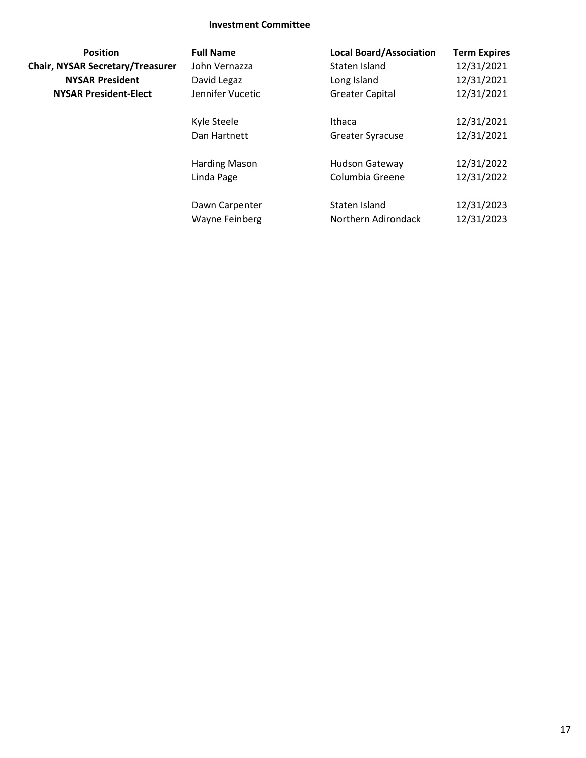**Investment Committee**

| Position | Full Name | Local Board/Association | Term Expires |
|---|---|---|---|
| **Chair, NYSAR Secretary/Treasurer** | John Vernazza | Staten Island | 12/31/2021 |
| **NYSAR President** | David Legaz | Long Island | 12/31/2021 |
| **NYSAR President-Elect** | Jennifer Vucetic | Greater Capital | 12/31/2021 |
| | Kyle Steele | Ithaca | 12/31/2021 |
| | Dan Hartnett | Greater Syracuse | 12/31/2021 |
| | Harding Mason | Hudson Gateway | 12/31/2022 |
| | Linda Page | Columbia Greene | 12/31/2022 |
| | Dawn Carpenter | Staten Island | 12/31/2023 |
| | Wayne Feinberg | Northern Adirondack | 12/31/2023 |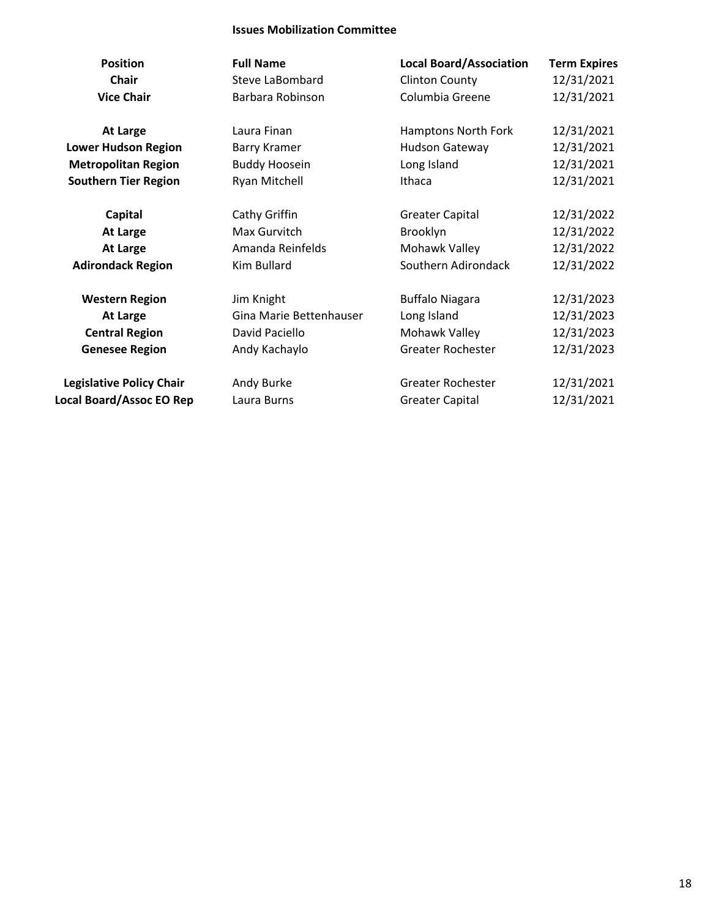### Issues Mobilization Committee

| Position | Full Name | Local Board/Association | Term Expires |
|---|---|---|---|
| **Chair** | Steve LaBombard | Clinton County | 12/31/2021 |
| **Vice Chair** | Barbara Robinson | Columbia Greene | 12/31/2021 |
| | | | |
| **At Large** | Laura Finan | Hamptons North Fork | 12/31/2021 |
| **Lower Hudson Region** | Barry Kramer | Hudson Gateway | 12/31/2021 |
| **Metropolitan Region** | Buddy Hoosein | Long Island | 12/31/2021 |
| **Southern Tier Region** | Ryan Mitchell | Ithaca | 12/31/2021 |
| | | | |
| **Capital** | Cathy Griffin | Greater Capital | 12/31/2022 |
| **At Large** | Max Gurvitch | Brooklyn | 12/31/2022 |
| **At Large** | Amanda Reinfelds | Mohawk Valley | 12/31/2022 |
| **Adirondack Region** | Kim Bullard | Southern Adirondack | 12/31/2022 |
| | | | |
| **Western Region** | Jim Knight | Buffalo Niagara | 12/31/2023 |
| **At Large** | Gina Marie Bettenhauser | Long Island | 12/31/2023 |
| **Central Region** | David Paciello | Mohawk Valley | 12/31/2023 |
| **Genesee Region** | Andy Kachaylo | Greater Rochester | 12/31/2023 |
| | | | |
| **Legislative Policy Chair** | Andy Burke | Greater Rochester | 12/31/2021 |
| **Local Board/Assoc EO Rep** | Laura Burns | Greater Capital | 12/31/2021 |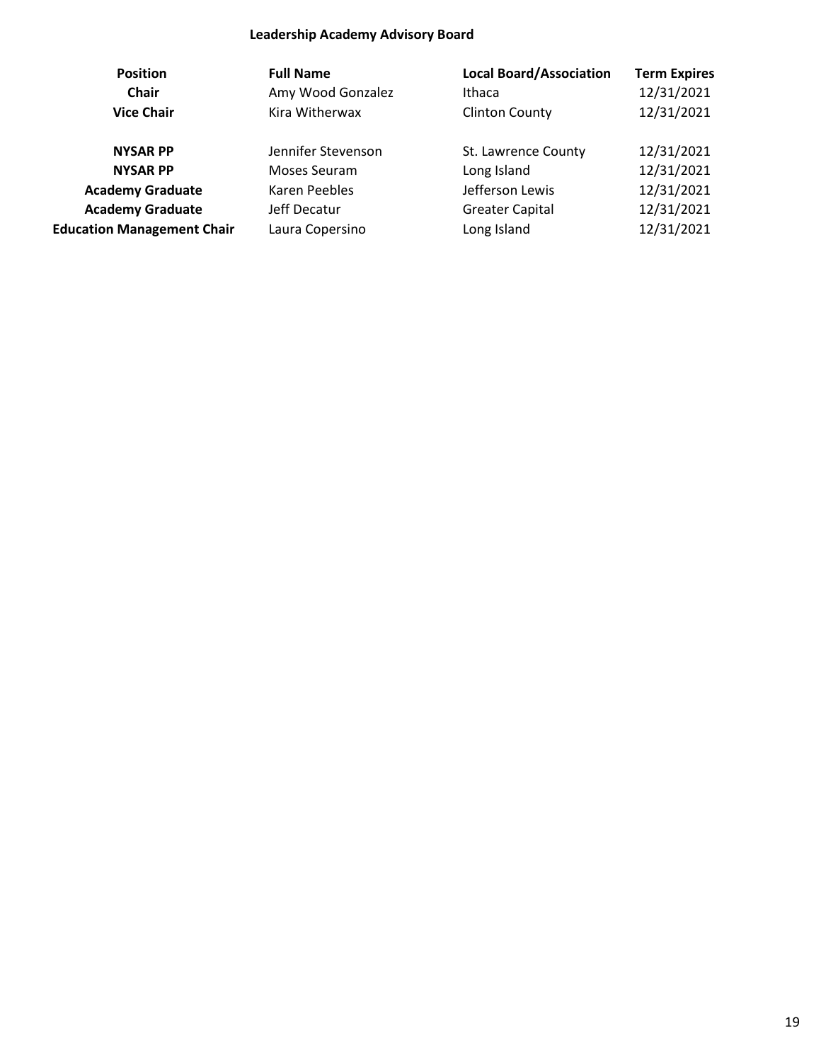## Leadership Academy Advisory Board

| Position | Full Name | Local Board/Association | Term Expires |
|---|---|---|---|
| **Chair** | Amy Wood Gonzalez | Ithaca | 12/31/2021 |
| **Vice Chair** | Kira Witherwax | Clinton County | 12/31/2021 |
| | | | |
| **NYSAR PP** | Jennifer Stevenson | St. Lawrence County | 12/31/2021 |
| **NYSAR PP** | Moses Seuram | Long Island | 12/31/2021 |
| **Academy Graduate** | Karen Peebles | Jefferson Lewis | 12/31/2021 |
| **Academy Graduate** | Jeff Decatur | Greater Capital | 12/31/2021 |
| **Education Management Chair** | Laura Copersino | Long Island | 12/31/2021 |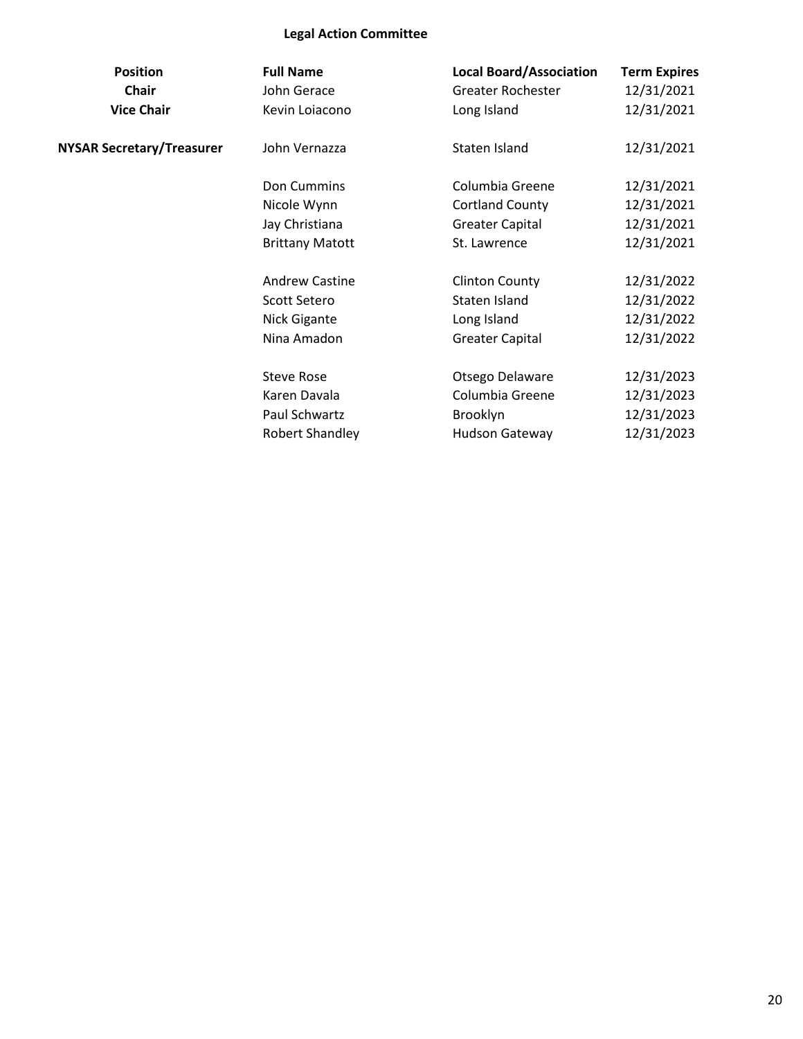## Legal Action Committee

| Position | Full Name | Local Board/Association | Term Expires |
| --- | --- | --- | --- |
| **Chair** | John Gerace | Greater Rochester | 12/31/2021 |
| **Vice Chair** | Kevin Loiacono | Long Island | 12/31/2021 |
| **NYSAR Secretary/Treasurer** | John Vernazza | Staten Island | 12/31/2021 |
| | Don Cummins | Columbia Greene | 12/31/2021 |
| | Nicole Wynn | Cortland County | 12/31/2021 |
| | Jay Christiana | Greater Capital | 12/31/2021 |
| | Brittany Matott | St. Lawrence | 12/31/2021 |
| | Andrew Castine | Clinton County | 12/31/2022 |
| | Scott Setero | Staten Island | 12/31/2022 |
| | Nick Gigante | Long Island | 12/31/2022 |
| | Nina Amadon | Greater Capital | 12/31/2022 |
| | Steve Rose | Otsego Delaware | 12/31/2023 |
| | Karen Davala | Columbia Greene | 12/31/2023 |
| | Paul Schwartz | Brooklyn | 12/31/2023 |
| | Robert Shandley | Hudson Gateway | 12/31/2023 |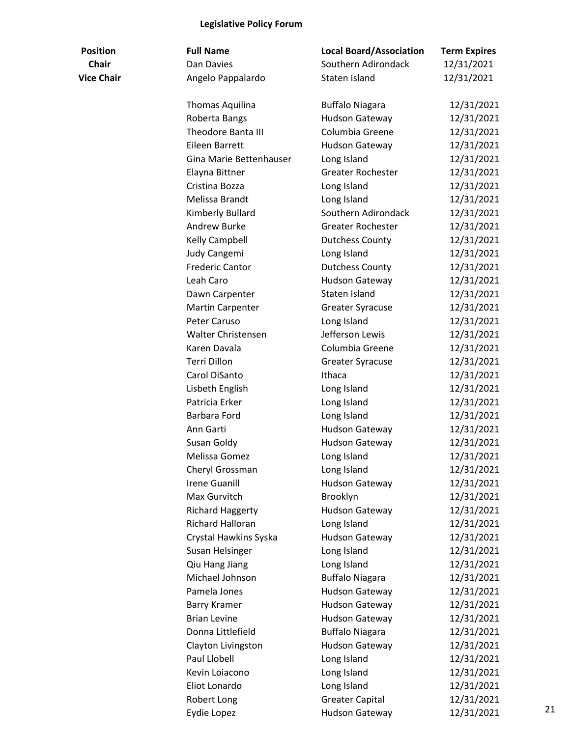# Legislative Policy Forum

| Position | Full Name | Local Board/Association | Term Expires |
|---|---|---|---|
| **Chair** | Dan Davies | Southern Adirondack | 12/31/2021 |
| **Vice Chair** | Angelo Pappalardo | Staten Island | 12/31/2021 |
| | Thomas Aquilina | Buffalo Niagara | 12/31/2021 |
| | Roberta Bangs | Hudson Gateway | 12/31/2021 |
| | Theodore Banta III | Columbia Greene | 12/31/2021 |
| | Eileen Barrett | Hudson Gateway | 12/31/2021 |
| | Gina Marie Bettenhauser | Long Island | 12/31/2021 |
| | Elayna Bittner | Greater Rochester | 12/31/2021 |
| | Cristina Bozza | Long Island | 12/31/2021 |
| | Melissa Brandt | Long Island | 12/31/2021 |
| | Kimberly Bullard | Southern Adirondack | 12/31/2021 |
| | Andrew Burke | Greater Rochester | 12/31/2021 |
| | Kelly Campbell | Dutchess County | 12/31/2021 |
| | Judy Cangemi | Long Island | 12/31/2021 |
| | Frederic Cantor | Dutchess County | 12/31/2021 |
| | Leah Caro | Hudson Gateway | 12/31/2021 |
| | Dawn Carpenter | Staten Island | 12/31/2021 |
| | Martin Carpenter | Greater Syracuse | 12/31/2021 |
| | Peter Caruso | Long Island | 12/31/2021 |
| | Walter Christensen | Jefferson Lewis | 12/31/2021 |
| | Karen Davala | Columbia Greene | 12/31/2021 |
| | Terri Dillon | Greater Syracuse | 12/31/2021 |
| | Carol DiSanto | Ithaca | 12/31/2021 |
| | Lisbeth English | Long Island | 12/31/2021 |
| | Patricia Erker | Long Island | 12/31/2021 |
| | Barbara Ford | Long Island | 12/31/2021 |
| | Ann Garti | Hudson Gateway | 12/31/2021 |
| | Susan Goldy | Hudson Gateway | 12/31/2021 |
| | Melissa Gomez | Long Island | 12/31/2021 |
| | Cheryl Grossman | Long Island | 12/31/2021 |
| | Irene Guanill | Hudson Gateway | 12/31/2021 |
| | Max Gurvitch | Brooklyn | 12/31/2021 |
| | Richard Haggerty | Hudson Gateway | 12/31/2021 |
| | Richard Halloran | Long Island | 12/31/2021 |
| | Crystal Hawkins Syska | Hudson Gateway | 12/31/2021 |
| | Susan Helsinger | Long Island | 12/31/2021 |
| | Qiu Hang Jiang | Long Island | 12/31/2021 |
| | Michael Johnson | Buffalo Niagara | 12/31/2021 |
| | Pamela Jones | Hudson Gateway | 12/31/2021 |
| | Barry Kramer | Hudson Gateway | 12/31/2021 |
| | Brian Levine | Hudson Gateway | 12/31/2021 |
| | Donna Littlefield | Buffalo Niagara | 12/31/2021 |
| | Clayton Livingston | Hudson Gateway | 12/31/2021 |
| | Paul Llobell | Long Island | 12/31/2021 |
| | Kevin Loiacono | Long Island | 12/31/2021 |
| | Eliot Lonardo | Long Island | 12/31/2021 |
| | Robert Long | Greater Capital | 12/31/2021 |
| | Eydie Lopez | Hudson Gateway | 12/31/2021 |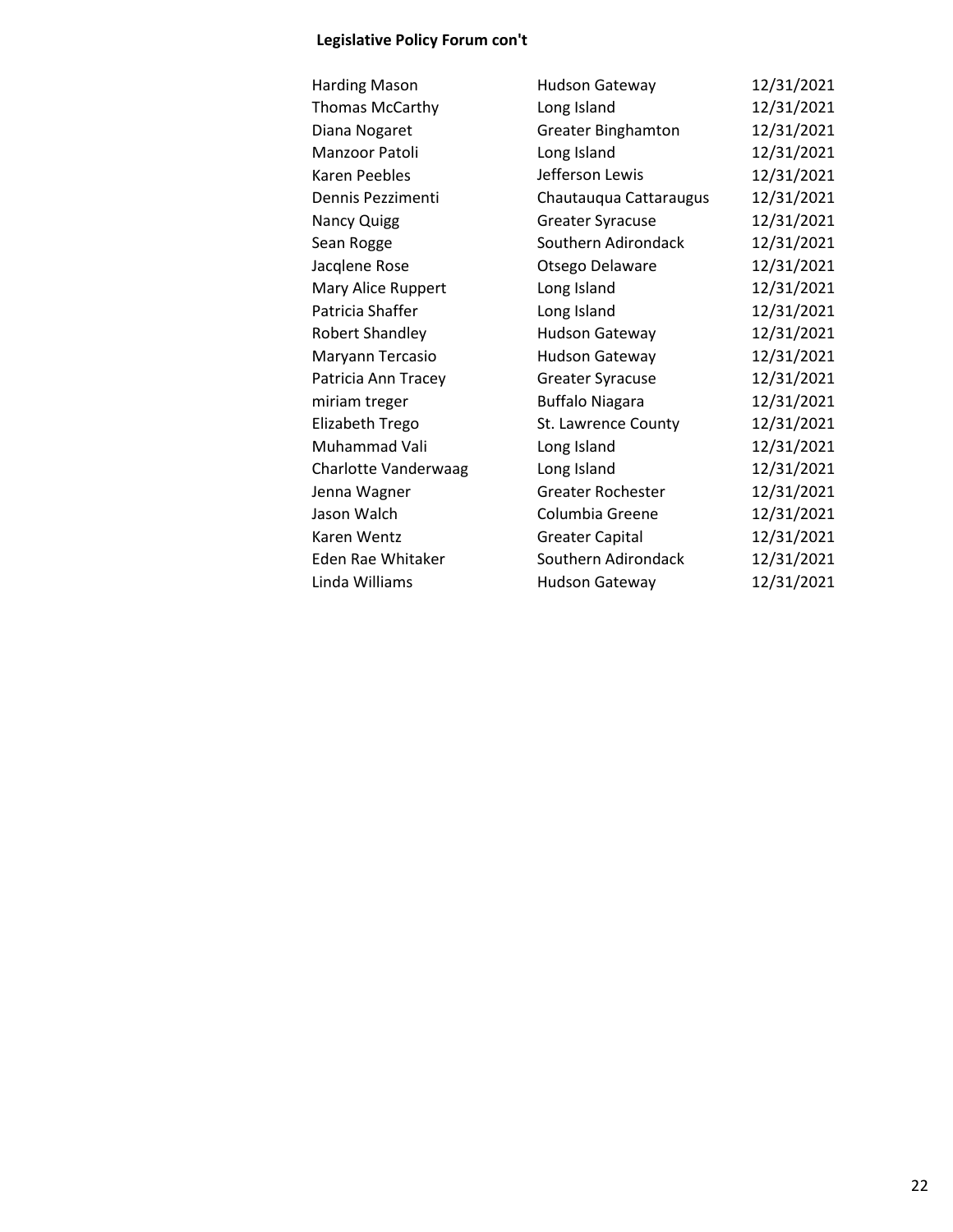**Legislative Policy Forum con't**

| | | |
|---|---|---|
| Harding Mason | Hudson Gateway | 12/31/2021 |
| Thomas McCarthy | Long Island | 12/31/2021 |
| Diana Nogaret | Greater Binghamton | 12/31/2021 |
| Manzoor Patoli | Long Island | 12/31/2021 |
| Karen Peebles | Jefferson Lewis | 12/31/2021 |
| Dennis Pezzimenti | Chautauqua Cattaraugus | 12/31/2021 |
| Nancy Quigg | Greater Syracuse | 12/31/2021 |
| Sean Rogge | Southern Adirondack | 12/31/2021 |
| Jacqlene Rose | Otsego Delaware | 12/31/2021 |
| Mary Alice Ruppert | Long Island | 12/31/2021 |
| Patricia Shaffer | Long Island | 12/31/2021 |
| Robert Shandley | Hudson Gateway | 12/31/2021 |
| Maryann Tercasio | Hudson Gateway | 12/31/2021 |
| Patricia Ann Tracey | Greater Syracuse | 12/31/2021 |
| miriam treger | Buffalo Niagara | 12/31/2021 |
| Elizabeth Trego | St. Lawrence County | 12/31/2021 |
| Muhammad Vali | Long Island | 12/31/2021 |
| Charlotte Vanderwaag | Long Island | 12/31/2021 |
| Jenna Wagner | Greater Rochester | 12/31/2021 |
| Jason Walch | Columbia Greene | 12/31/2021 |
| Karen Wentz | Greater Capital | 12/31/2021 |
| Eden Rae Whitaker | Southern Adirondack | 12/31/2021 |
| Linda Williams | Hudson Gateway | 12/31/2021 |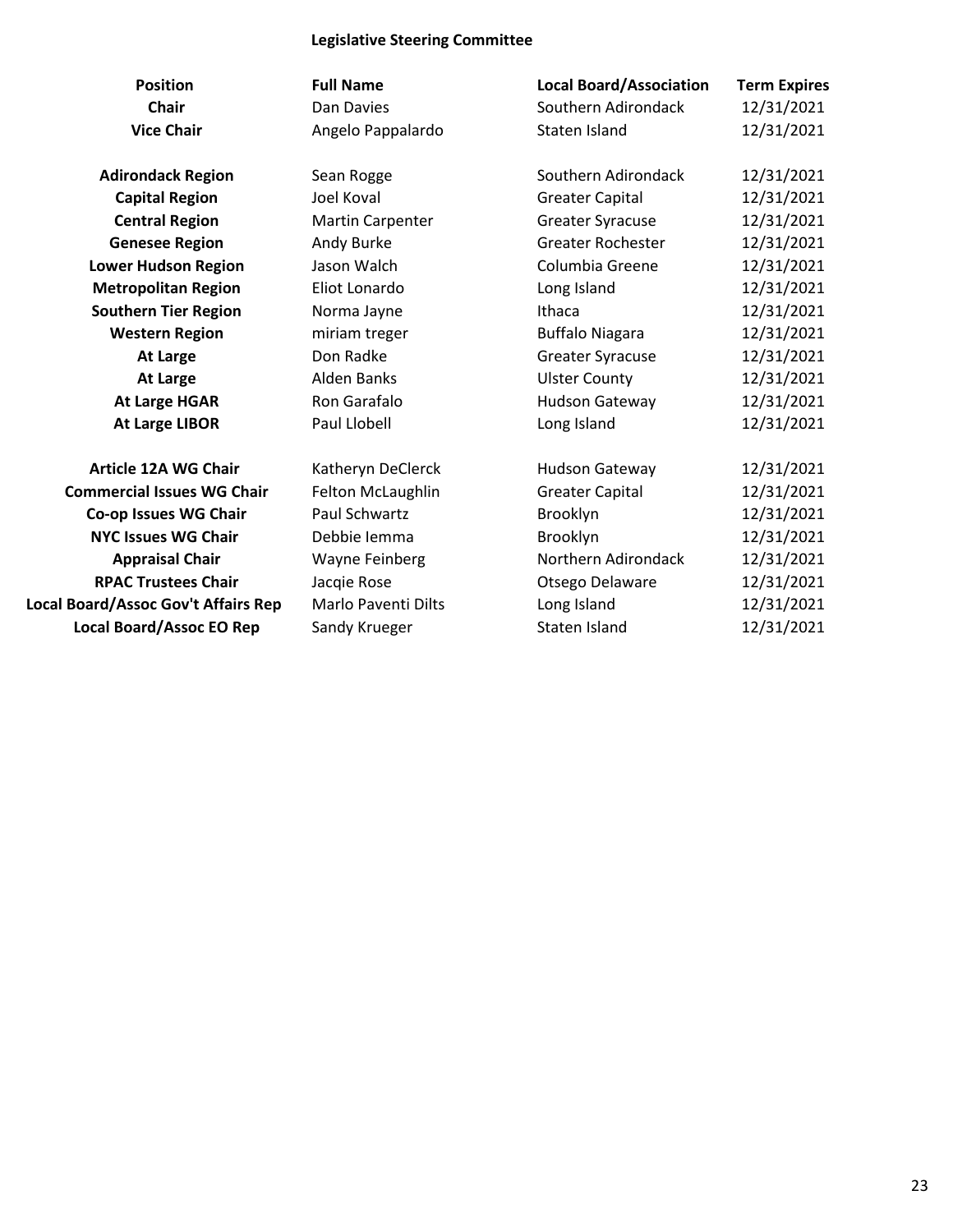## Legislative Steering Committee

| Position | Full Name | Local Board/Association | Term Expires |
|---|---|---|---|
| **Chair** | Dan Davies | Southern Adirondack | 12/31/2021 |
| **Vice Chair** | Angelo Pappalardo | Staten Island | 12/31/2021 |
| | | | |
| **Adirondack Region** | Sean Rogge | Southern Adirondack | 12/31/2021 |
| **Capital Region** | Joel Koval | Greater Capital | 12/31/2021 |
| **Central Region** | Martin Carpenter | Greater Syracuse | 12/31/2021 |
| **Genesee Region** | Andy Burke | Greater Rochester | 12/31/2021 |
| **Lower Hudson Region** | Jason Walch | Columbia Greene | 12/31/2021 |
| **Metropolitan Region** | Eliot Lonardo | Long Island | 12/31/2021 |
| **Southern Tier Region** | Norma Jayne | Ithaca | 12/31/2021 |
| **Western Region** | miriam treger | Buffalo Niagara | 12/31/2021 |
| **At Large** | Don Radke | Greater Syracuse | 12/31/2021 |
| **At Large** | Alden Banks | Ulster County | 12/31/2021 |
| **At Large HGAR** | Ron Garafalo | Hudson Gateway | 12/31/2021 |
| **At Large LIBOR** | Paul Llobell | Long Island | 12/31/2021 |
| | | | |
| **Article 12A WG Chair** | Katheryn DeClerck | Hudson Gateway | 12/31/2021 |
| **Commercial Issues WG Chair** | Felton McLaughlin | Greater Capital | 12/31/2021 |
| **Co-op Issues WG Chair** | Paul Schwartz | Brooklyn | 12/31/2021 |
| **NYC Issues WG Chair** | Debbie Iemma | Brooklyn | 12/31/2021 |
| **Appraisal Chair** | Wayne Feinberg | Northern Adirondack | 12/31/2021 |
| **RPAC Trustees Chair** | Jacqie Rose | Otsego Delaware | 12/31/2021 |
| **Local Board/Assoc Gov't Affairs Rep** | Marlo Paventi Dilts | Long Island | 12/31/2021 |
| **Local Board/Assoc EO Rep** | Sandy Krueger | Staten Island | 12/31/2021 |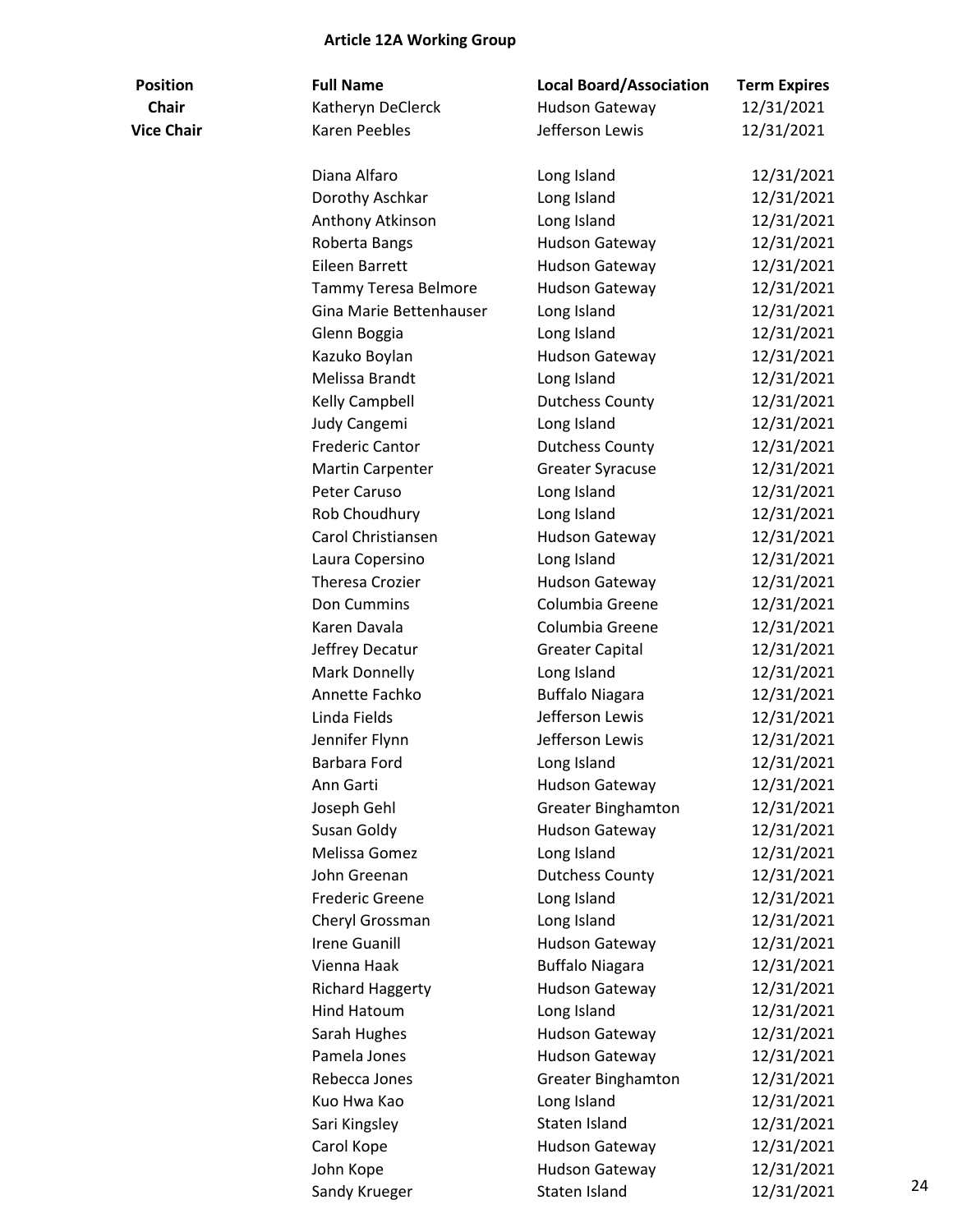**Article 12A Working Group**

| Position | Full Name | Local Board/Association | Term Expires |
|---|---|---|---|
| **Chair** | Katheryn DeClerck | Hudson Gateway | 12/31/2021 |
| **Vice Chair** | Karen Peebles | Jefferson Lewis | 12/31/2021 |
| | | | |
| | Diana Alfaro | Long Island | 12/31/2021 |
| | Dorothy Aschkar | Long Island | 12/31/2021 |
| | Anthony Atkinson | Long Island | 12/31/2021 |
| | Roberta Bangs | Hudson Gateway | 12/31/2021 |
| | Eileen Barrett | Hudson Gateway | 12/31/2021 |
| | Tammy Teresa Belmore | Hudson Gateway | 12/31/2021 |
| | Gina Marie Bettenhauser | Long Island | 12/31/2021 |
| | Glenn Boggia | Long Island | 12/31/2021 |
| | Kazuko Boylan | Hudson Gateway | 12/31/2021 |
| | Melissa Brandt | Long Island | 12/31/2021 |
| | Kelly Campbell | Dutchess County | 12/31/2021 |
| | Judy Cangemi | Long Island | 12/31/2021 |
| | Frederic Cantor | Dutchess County | 12/31/2021 |
| | Martin Carpenter | Greater Syracuse | 12/31/2021 |
| | Peter Caruso | Long Island | 12/31/2021 |
| | Rob Choudhury | Long Island | 12/31/2021 |
| | Carol Christiansen | Hudson Gateway | 12/31/2021 |
| | Laura Copersino | Long Island | 12/31/2021 |
| | Theresa Crozier | Hudson Gateway | 12/31/2021 |
| | Don Cummins | Columbia Greene | 12/31/2021 |
| | Karen Davala | Columbia Greene | 12/31/2021 |
| | Jeffrey Decatur | Greater Capital | 12/31/2021 |
| | Mark Donnelly | Long Island | 12/31/2021 |
| | Annette Fachko | Buffalo Niagara | 12/31/2021 |
| | Linda Fields | Jefferson Lewis | 12/31/2021 |
| | Jennifer Flynn | Jefferson Lewis | 12/31/2021 |
| | Barbara Ford | Long Island | 12/31/2021 |
| | Ann Garti | Hudson Gateway | 12/31/2021 |
| | Joseph Gehl | Greater Binghamton | 12/31/2021 |
| | Susan Goldy | Hudson Gateway | 12/31/2021 |
| | Melissa Gomez | Long Island | 12/31/2021 |
| | John Greenan | Dutchess County | 12/31/2021 |
| | Frederic Greene | Long Island | 12/31/2021 |
| | Cheryl Grossman | Long Island | 12/31/2021 |
| | Irene Guanill | Hudson Gateway | 12/31/2021 |
| | Vienna Haak | Buffalo Niagara | 12/31/2021 |
| | Richard Haggerty | Hudson Gateway | 12/31/2021 |
| | Hind Hatoum | Long Island | 12/31/2021 |
| | Sarah Hughes | Hudson Gateway | 12/31/2021 |
| | Pamela Jones | Hudson Gateway | 12/31/2021 |
| | Rebecca Jones | Greater Binghamton | 12/31/2021 |
| | Kuo Hwa Kao | Long Island | 12/31/2021 |
| | Sari Kingsley | Staten Island | 12/31/2021 |
| | Carol Kope | Hudson Gateway | 12/31/2021 |
| | John Kope | Hudson Gateway | 12/31/2021 |
| | Sandy Krueger | Staten Island | 12/31/2021 |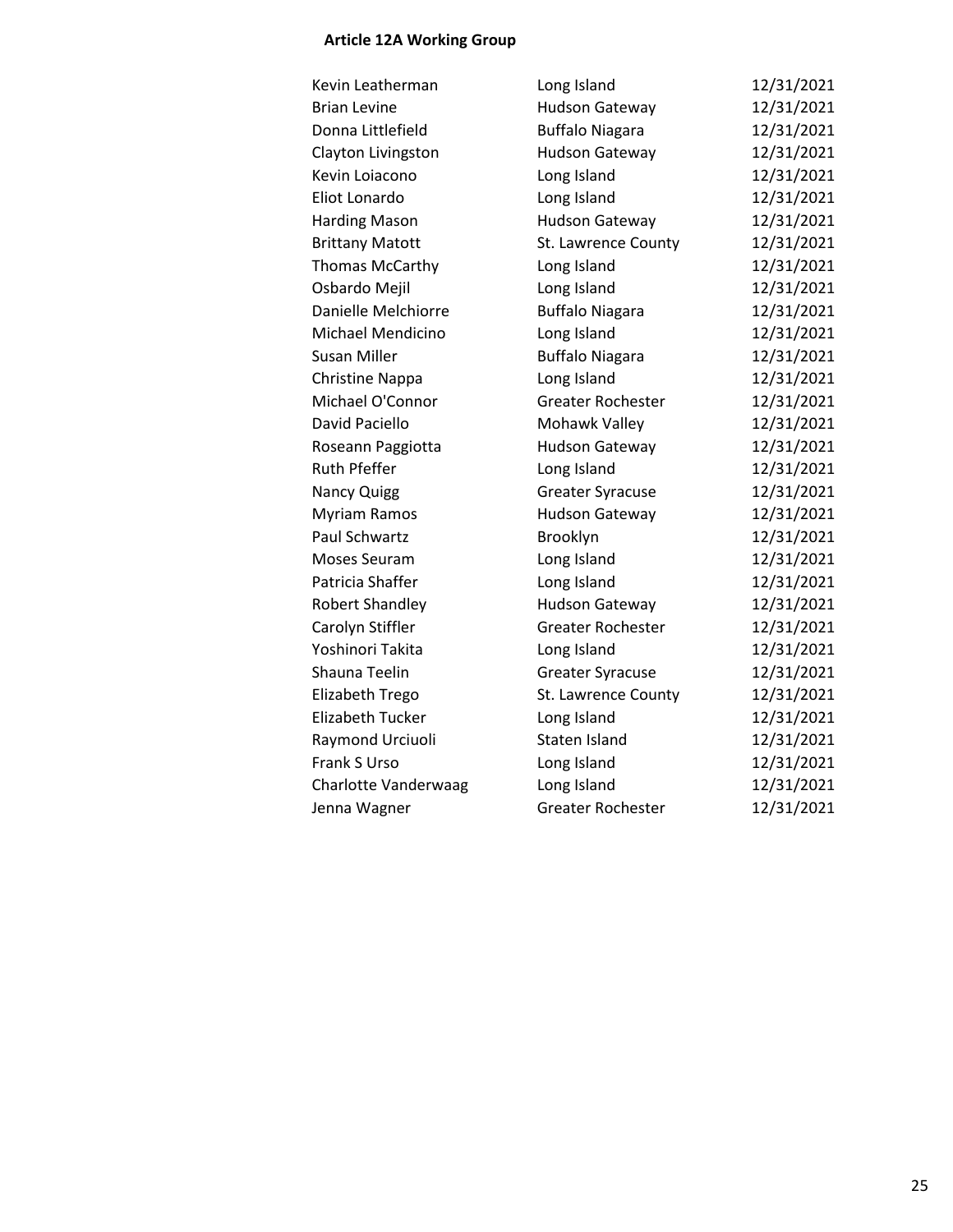**Article 12A Working Group**

| | | |
|---|---|---|
| Kevin Leatherman | Long Island | 12/31/2021 |
| Brian Levine | Hudson Gateway | 12/31/2021 |
| Donna Littlefield | Buffalo Niagara | 12/31/2021 |
| Clayton Livingston | Hudson Gateway | 12/31/2021 |
| Kevin Loiacono | Long Island | 12/31/2021 |
| Eliot Lonardo | Long Island | 12/31/2021 |
| Harding Mason | Hudson Gateway | 12/31/2021 |
| Brittany Matott | St. Lawrence County | 12/31/2021 |
| Thomas McCarthy | Long Island | 12/31/2021 |
| Osbardo Mejil | Long Island | 12/31/2021 |
| Danielle Melchiorre | Buffalo Niagara | 12/31/2021 |
| Michael Mendicino | Long Island | 12/31/2021 |
| Susan Miller | Buffalo Niagara | 12/31/2021 |
| Christine Nappa | Long Island | 12/31/2021 |
| Michael O'Connor | Greater Rochester | 12/31/2021 |
| David Paciello | Mohawk Valley | 12/31/2021 |
| Roseann Paggiotta | Hudson Gateway | 12/31/2021 |
| Ruth Pfeffer | Long Island | 12/31/2021 |
| Nancy Quigg | Greater Syracuse | 12/31/2021 |
| Myriam Ramos | Hudson Gateway | 12/31/2021 |
| Paul Schwartz | Brooklyn | 12/31/2021 |
| Moses Seuram | Long Island | 12/31/2021 |
| Patricia Shaffer | Long Island | 12/31/2021 |
| Robert Shandley | Hudson Gateway | 12/31/2021 |
| Carolyn Stiffler | Greater Rochester | 12/31/2021 |
| Yoshinori Takita | Long Island | 12/31/2021 |
| Shauna Teelin | Greater Syracuse | 12/31/2021 |
| Elizabeth Trego | St. Lawrence County | 12/31/2021 |
| Elizabeth Tucker | Long Island | 12/31/2021 |
| Raymond Urciuoli | Staten Island | 12/31/2021 |
| Frank S Urso | Long Island | 12/31/2021 |
| Charlotte Vanderwaag | Long Island | 12/31/2021 |
| Jenna Wagner | Greater Rochester | 12/31/2021 |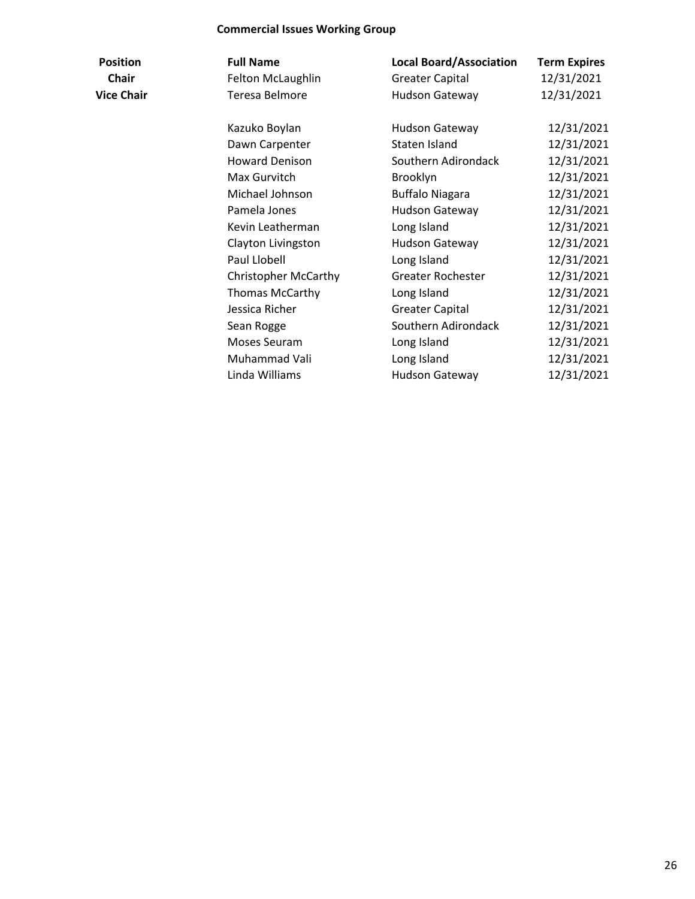## Commercial Issues Working Group

| Position | Full Name | Local Board/Association | Term Expires |
|---|---|---|---|
| **Chair** | Felton McLaughlin | Greater Capital | 12/31/2021 |
| **Vice Chair** | Teresa Belmore | Hudson Gateway | 12/31/2021 |
| | | | |
| | Kazuko Boylan | Hudson Gateway | 12/31/2021 |
| | Dawn Carpenter | Staten Island | 12/31/2021 |
| | Howard Denison | Southern Adirondack | 12/31/2021 |
| | Max Gurvitch | Brooklyn | 12/31/2021 |
| | Michael Johnson | Buffalo Niagara | 12/31/2021 |
| | Pamela Jones | Hudson Gateway | 12/31/2021 |
| | Kevin Leatherman | Long Island | 12/31/2021 |
| | Clayton Livingston | Hudson Gateway | 12/31/2021 |
| | Paul Llobell | Long Island | 12/31/2021 |
| | Christopher McCarthy | Greater Rochester | 12/31/2021 |
| | Thomas McCarthy | Long Island | 12/31/2021 |
| | Jessica Richer | Greater Capital | 12/31/2021 |
| | Sean Rogge | Southern Adirondack | 12/31/2021 |
| | Moses Seuram | Long Island | 12/31/2021 |
| | Muhammad Vali | Long Island | 12/31/2021 |
| | Linda Williams | Hudson Gateway | 12/31/2021 |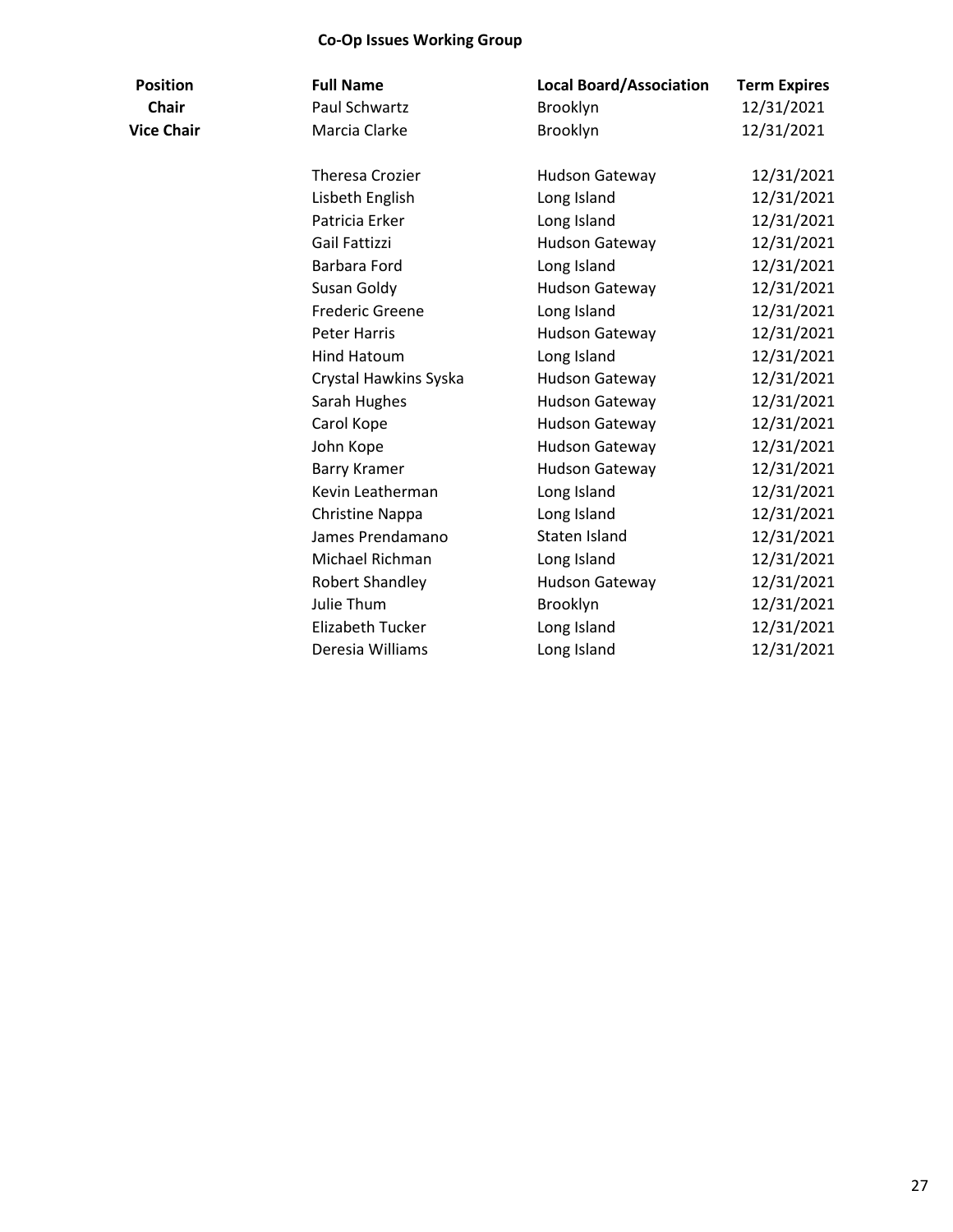## Co-Op Issues Working Group

| Position | Full Name | Local Board/Association | Term Expires |
|---|---|---|---|
| **Chair** | Paul Schwartz | Brooklyn | 12/31/2021 |
| **Vice Chair** | Marcia Clarke | Brooklyn | 12/31/2021 |
| | Theresa Crozier | Hudson Gateway | 12/31/2021 |
| | Lisbeth English | Long Island | 12/31/2021 |
| | Patricia Erker | Long Island | 12/31/2021 |
| | Gail Fattizzi | Hudson Gateway | 12/31/2021 |
| | Barbara Ford | Long Island | 12/31/2021 |
| | Susan Goldy | Hudson Gateway | 12/31/2021 |
| | Frederic Greene | Long Island | 12/31/2021 |
| | Peter Harris | Hudson Gateway | 12/31/2021 |
| | Hind Hatoum | Long Island | 12/31/2021 |
| | Crystal Hawkins Syska | Hudson Gateway | 12/31/2021 |
| | Sarah Hughes | Hudson Gateway | 12/31/2021 |
| | Carol Kope | Hudson Gateway | 12/31/2021 |
| | John Kope | Hudson Gateway | 12/31/2021 |
| | Barry Kramer | Hudson Gateway | 12/31/2021 |
| | Kevin Leatherman | Long Island | 12/31/2021 |
| | Christine Nappa | Long Island | 12/31/2021 |
| | James Prendamano | Staten Island | 12/31/2021 |
| | Michael Richman | Long Island | 12/31/2021 |
| | Robert Shandley | Hudson Gateway | 12/31/2021 |
| | Julie Thum | Brooklyn | 12/31/2021 |
| | Elizabeth Tucker | Long Island | 12/31/2021 |
| | Deresia Williams | Long Island | 12/31/2021 |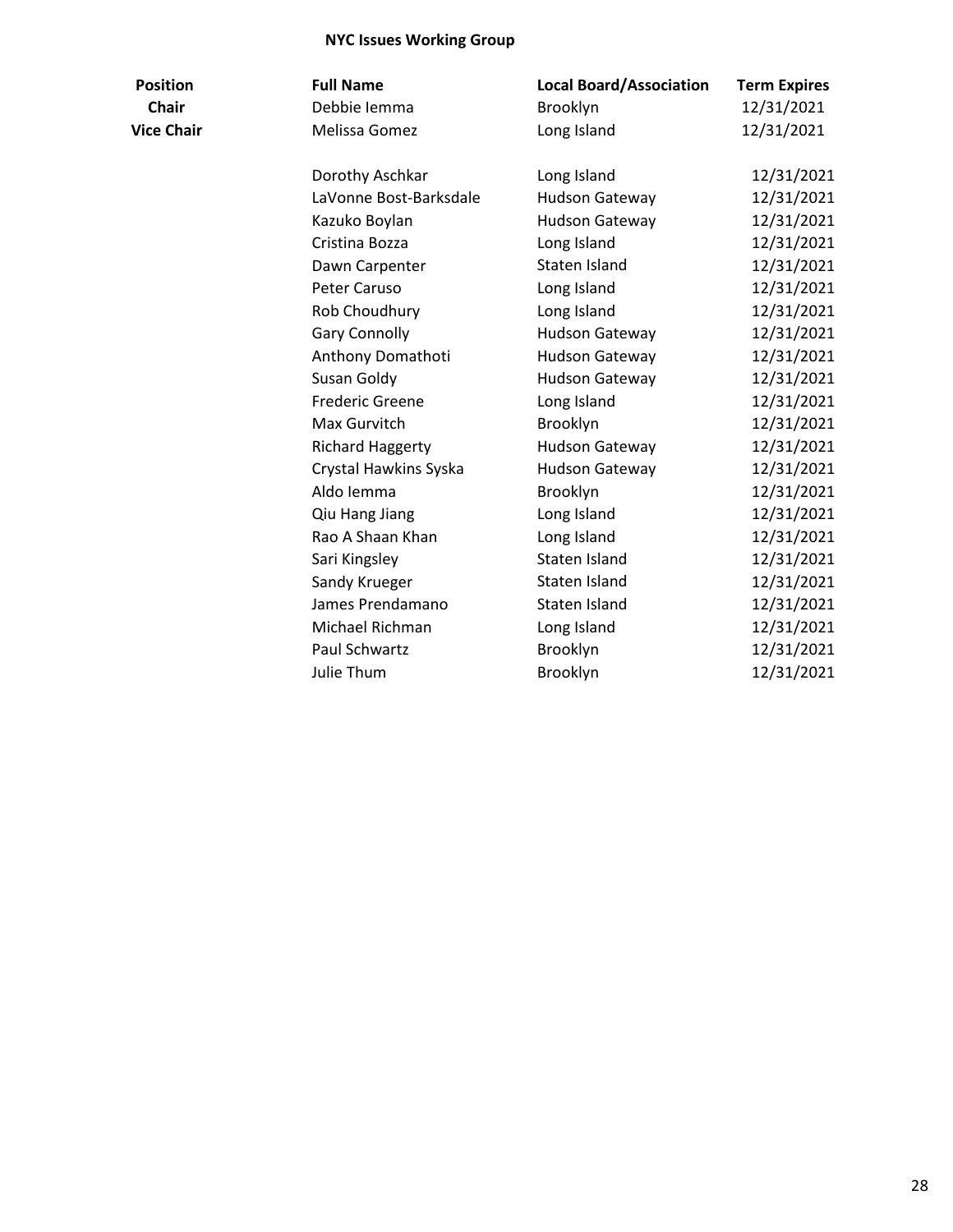## NYC Issues Working Group

| Position | Full Name | Local Board/Association | Term Expires |
|---|---|---|---|
| **Chair** | Debbie Iemma | Brooklyn | 12/31/2021 |
| **Vice Chair** | Melissa Gomez | Long Island | 12/31/2021 |
| | Dorothy Aschkar | Long Island | 12/31/2021 |
| | LaVonne Bost-Barksdale | Hudson Gateway | 12/31/2021 |
| | Kazuko Boylan | Hudson Gateway | 12/31/2021 |
| | Cristina Bozza | Long Island | 12/31/2021 |
| | Dawn Carpenter | Staten Island | 12/31/2021 |
| | Peter Caruso | Long Island | 12/31/2021 |
| | Rob Choudhury | Long Island | 12/31/2021 |
| | Gary Connolly | Hudson Gateway | 12/31/2021 |
| | Anthony Domathoti | Hudson Gateway | 12/31/2021 |
| | Susan Goldy | Hudson Gateway | 12/31/2021 |
| | Frederic Greene | Long Island | 12/31/2021 |
| | Max Gurvitch | Brooklyn | 12/31/2021 |
| | Richard Haggerty | Hudson Gateway | 12/31/2021 |
| | Crystal Hawkins Syska | Hudson Gateway | 12/31/2021 |
| | Aldo Iemma | Brooklyn | 12/31/2021 |
| | Qiu Hang Jiang | Long Island | 12/31/2021 |
| | Rao A Shaan Khan | Long Island | 12/31/2021 |
| | Sari Kingsley | Staten Island | 12/31/2021 |
| | Sandy Krueger | Staten Island | 12/31/2021 |
| | James Prendamano | Staten Island | 12/31/2021 |
| | Michael Richman | Long Island | 12/31/2021 |
| | Paul Schwartz | Brooklyn | 12/31/2021 |
| | Julie Thum | Brooklyn | 12/31/2021 |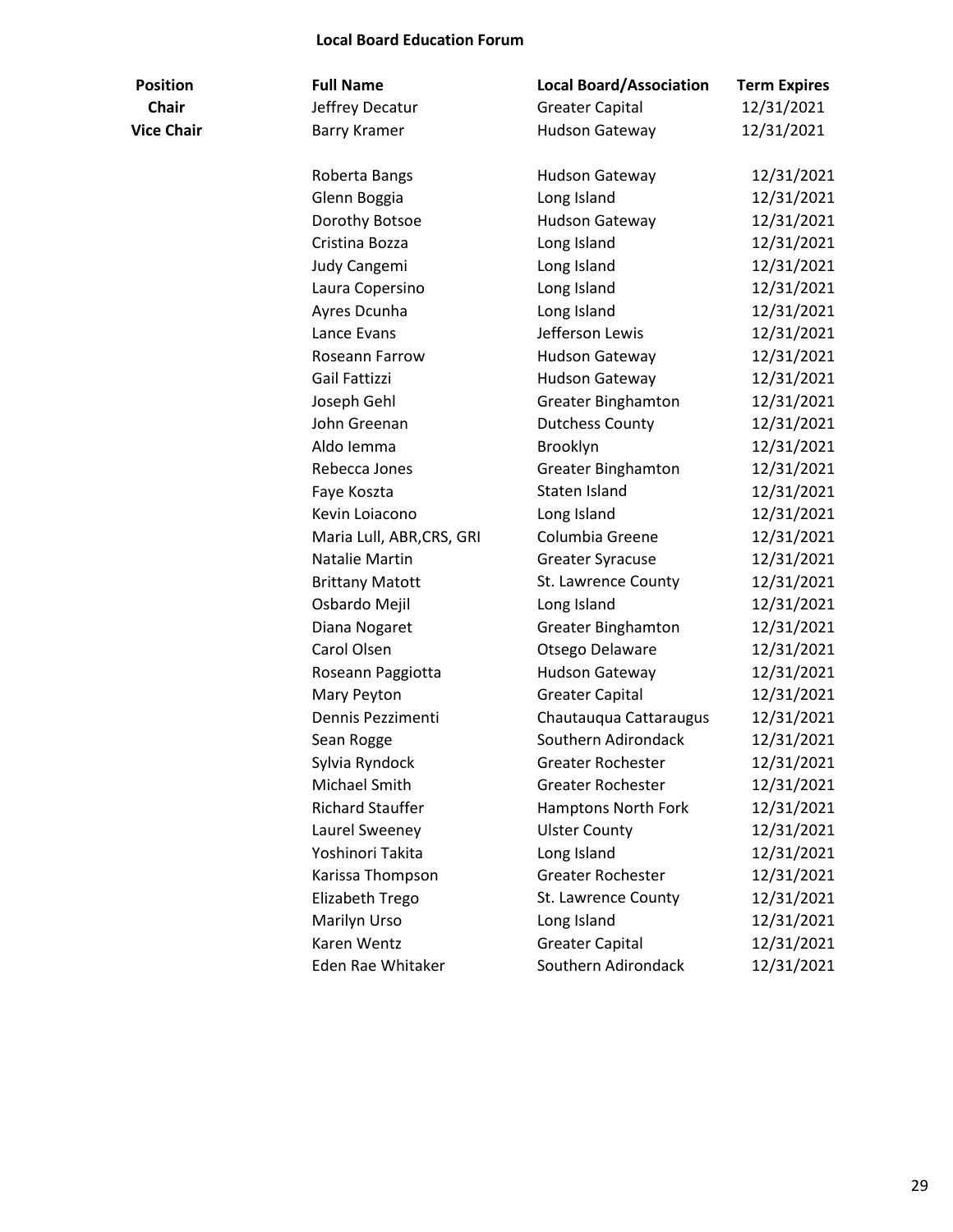# Local Board Education Forum

| Position | Full Name | Local Board/Association | Term Expires |
|---|---|---|---|
| **Chair** | Jeffrey Decatur | Greater Capital | 12/31/2021 |
| **Vice Chair** | Barry Kramer | Hudson Gateway | 12/31/2021 |
| | Roberta Bangs | Hudson Gateway | 12/31/2021 |
| | Glenn Boggia | Long Island | 12/31/2021 |
| | Dorothy Botsoe | Hudson Gateway | 12/31/2021 |
| | Cristina Bozza | Long Island | 12/31/2021 |
| | Judy Cangemi | Long Island | 12/31/2021 |
| | Laura Copersino | Long Island | 12/31/2021 |
| | Ayres Dcunha | Long Island | 12/31/2021 |
| | Lance Evans | Jefferson Lewis | 12/31/2021 |
| | Roseann Farrow | Hudson Gateway | 12/31/2021 |
| | Gail Fattizzi | Hudson Gateway | 12/31/2021 |
| | Joseph Gehl | Greater Binghamton | 12/31/2021 |
| | John Greenan | Dutchess County | 12/31/2021 |
| | Aldo Iemma | Brooklyn | 12/31/2021 |
| | Rebecca Jones | Greater Binghamton | 12/31/2021 |
| | Faye Koszta | Staten Island | 12/31/2021 |
| | Kevin Loiacono | Long Island | 12/31/2021 |
| | Maria Lull, ABR,CRS, GRI | Columbia Greene | 12/31/2021 |
| | Natalie Martin | Greater Syracuse | 12/31/2021 |
| | Brittany Matott | St. Lawrence County | 12/31/2021 |
| | Osbardo Mejil | Long Island | 12/31/2021 |
| | Diana Nogaret | Greater Binghamton | 12/31/2021 |
| | Carol Olsen | Otsego Delaware | 12/31/2021 |
| | Roseann Paggiotta | Hudson Gateway | 12/31/2021 |
| | Mary Peyton | Greater Capital | 12/31/2021 |
| | Dennis Pezzimenti | Chautauqua Cattaraugus | 12/31/2021 |
| | Sean Rogge | Southern Adirondack | 12/31/2021 |
| | Sylvia Ryndock | Greater Rochester | 12/31/2021 |
| | Michael Smith | Greater Rochester | 12/31/2021 |
| | Richard Stauffer | Hamptons North Fork | 12/31/2021 |
| | Laurel Sweeney | Ulster County | 12/31/2021 |
| | Yoshinori Takita | Long Island | 12/31/2021 |
| | Karissa Thompson | Greater Rochester | 12/31/2021 |
| | Elizabeth Trego | St. Lawrence County | 12/31/2021 |
| | Marilyn Urso | Long Island | 12/31/2021 |
| | Karen Wentz | Greater Capital | 12/31/2021 |
| | Eden Rae Whitaker | Southern Adirondack | 12/31/2021 |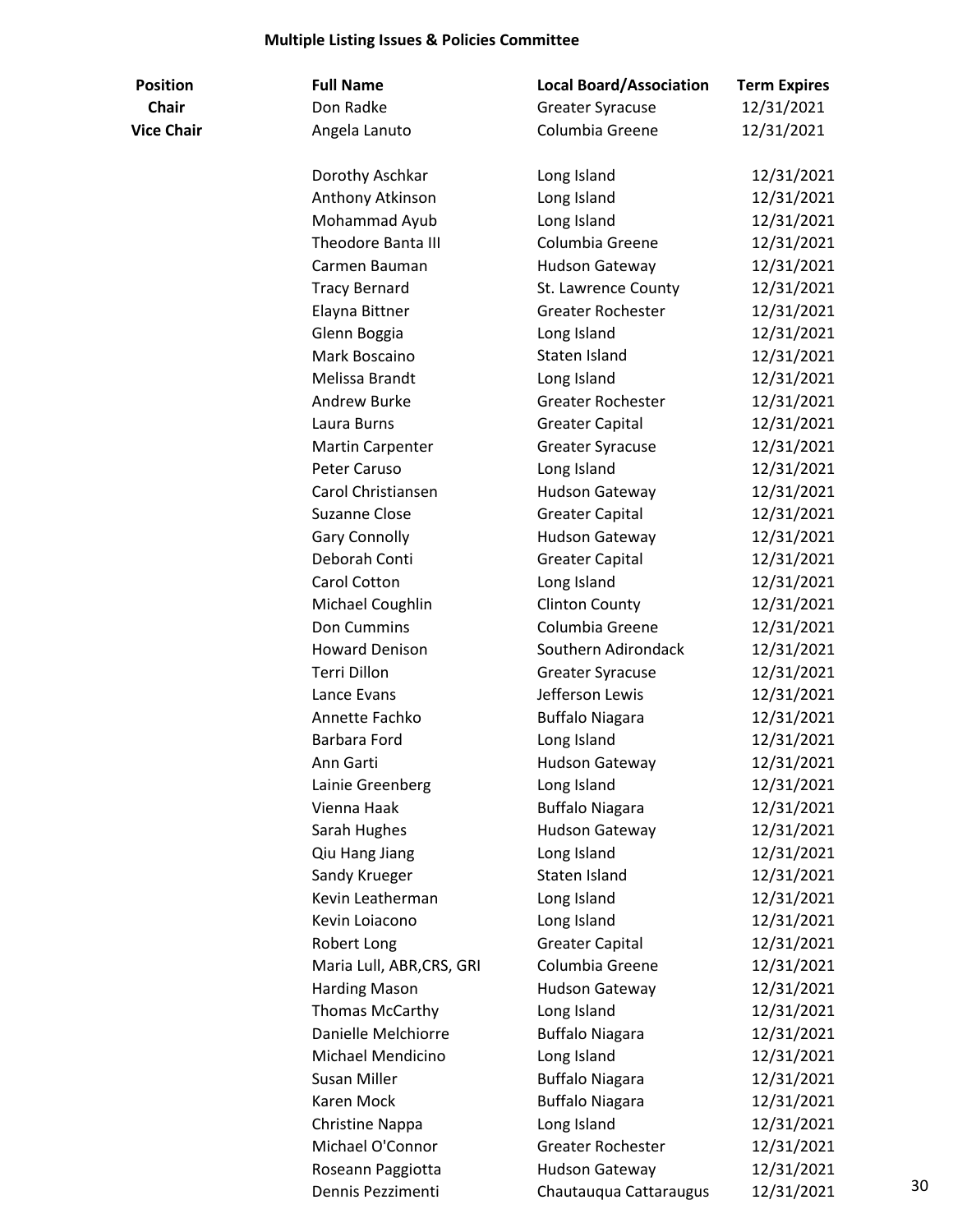## Multiple Listing Issues & Policies Committee

| Position | Full Name | Local Board/Association | Term Expires |
|---|---|---|---|
| **Chair** | Don Radke | Greater Syracuse | 12/31/2021 |
| **Vice Chair** | Angela Lanuto | Columbia Greene | 12/31/2021 |
| | | | |
| | Dorothy Aschkar | Long Island | 12/31/2021 |
| | Anthony Atkinson | Long Island | 12/31/2021 |
| | Mohammad Ayub | Long Island | 12/31/2021 |
| | Theodore Banta III | Columbia Greene | 12/31/2021 |
| | Carmen Bauman | Hudson Gateway | 12/31/2021 |
| | Tracy Bernard | St. Lawrence County | 12/31/2021 |
| | Elayna Bittner | Greater Rochester | 12/31/2021 |
| | Glenn Boggia | Long Island | 12/31/2021 |
| | Mark Boscaino | Staten Island | 12/31/2021 |
| | Melissa Brandt | Long Island | 12/31/2021 |
| | Andrew Burke | Greater Rochester | 12/31/2021 |
| | Laura Burns | Greater Capital | 12/31/2021 |
| | Martin Carpenter | Greater Syracuse | 12/31/2021 |
| | Peter Caruso | Long Island | 12/31/2021 |
| | Carol Christiansen | Hudson Gateway | 12/31/2021 |
| | Suzanne Close | Greater Capital | 12/31/2021 |
| | Gary Connolly | Hudson Gateway | 12/31/2021 |
| | Deborah Conti | Greater Capital | 12/31/2021 |
| | Carol Cotton | Long Island | 12/31/2021 |
| | Michael Coughlin | Clinton County | 12/31/2021 |
| | Don Cummins | Columbia Greene | 12/31/2021 |
| | Howard Denison | Southern Adirondack | 12/31/2021 |
| | Terri Dillon | Greater Syracuse | 12/31/2021 |
| | Lance Evans | Jefferson Lewis | 12/31/2021 |
| | Annette Fachko | Buffalo Niagara | 12/31/2021 |
| | Barbara Ford | Long Island | 12/31/2021 |
| | Ann Garti | Hudson Gateway | 12/31/2021 |
| | Lainie Greenberg | Long Island | 12/31/2021 |
| | Vienna Haak | Buffalo Niagara | 12/31/2021 |
| | Sarah Hughes | Hudson Gateway | 12/31/2021 |
| | Qiu Hang Jiang | Long Island | 12/31/2021 |
| | Sandy Krueger | Staten Island | 12/31/2021 |
| | Kevin Leatherman | Long Island | 12/31/2021 |
| | Kevin Loiacono | Long Island | 12/31/2021 |
| | Robert Long | Greater Capital | 12/31/2021 |
| | Maria Lull, ABR,CRS, GRI | Columbia Greene | 12/31/2021 |
| | Harding Mason | Hudson Gateway | 12/31/2021 |
| | Thomas McCarthy | Long Island | 12/31/2021 |
| | Danielle Melchiorre | Buffalo Niagara | 12/31/2021 |
| | Michael Mendicino | Long Island | 12/31/2021 |
| | Susan Miller | Buffalo Niagara | 12/31/2021 |
| | Karen Mock | Buffalo Niagara | 12/31/2021 |
| | Christine Nappa | Long Island | 12/31/2021 |
| | Michael O'Connor | Greater Rochester | 12/31/2021 |
| | Roseann Paggiotta | Hudson Gateway | 12/31/2021 |
| | Dennis Pezzimenti | Chautauqua Cattaraugus | 12/31/2021 |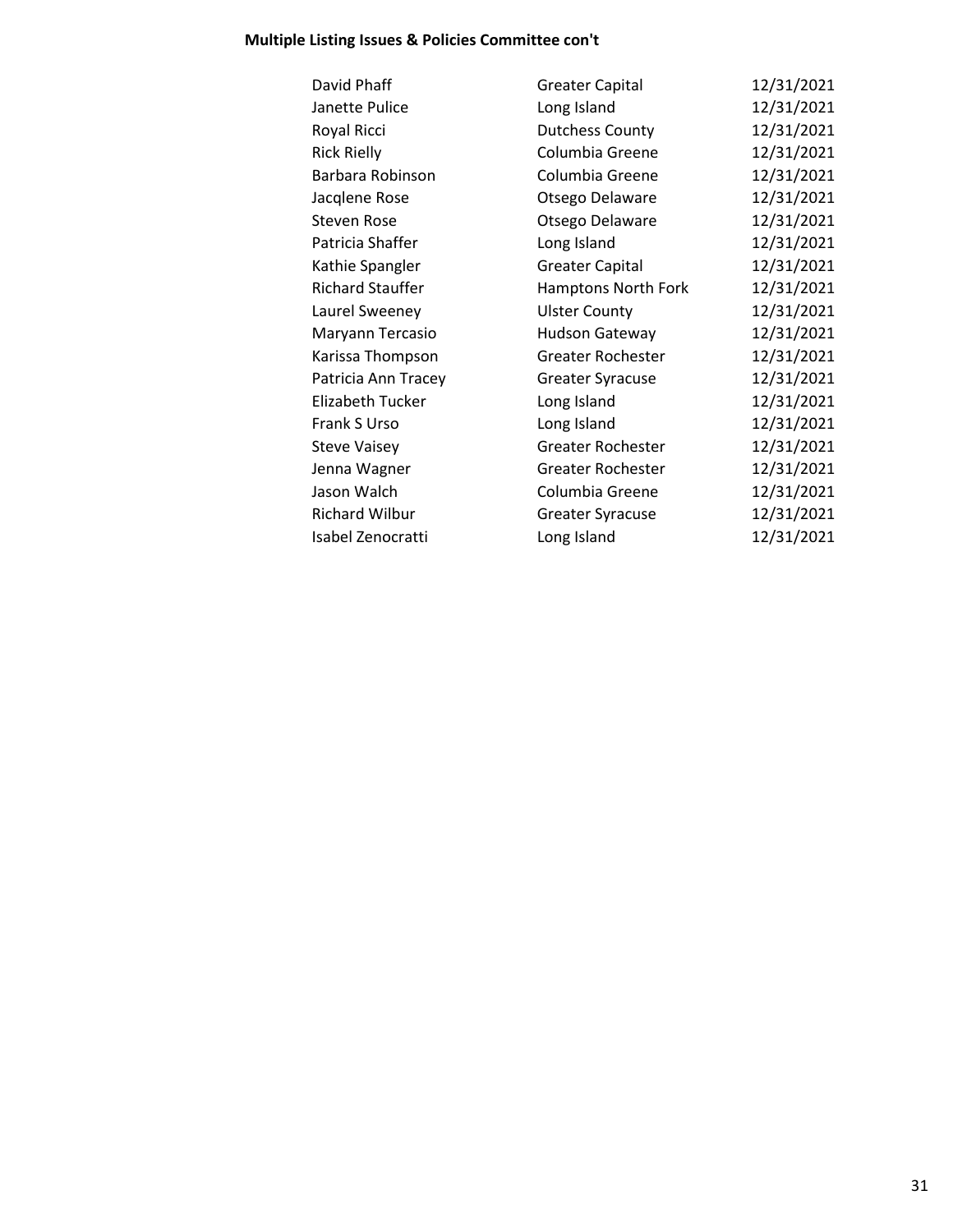**Multiple Listing Issues & Policies Committee con't**

| | | |
|---|---|---|
| David Phaff | Greater Capital | 12/31/2021 |
| Janette Pulice | Long Island | 12/31/2021 |
| Royal Ricci | Dutchess County | 12/31/2021 |
| Rick Rielly | Columbia Greene | 12/31/2021 |
| Barbara Robinson | Columbia Greene | 12/31/2021 |
| Jacqlene Rose | Otsego Delaware | 12/31/2021 |
| Steven Rose | Otsego Delaware | 12/31/2021 |
| Patricia Shaffer | Long Island | 12/31/2021 |
| Kathie Spangler | Greater Capital | 12/31/2021 |
| Richard Stauffer | Hamptons North Fork | 12/31/2021 |
| Laurel Sweeney | Ulster County | 12/31/2021 |
| Maryann Tercasio | Hudson Gateway | 12/31/2021 |
| Karissa Thompson | Greater Rochester | 12/31/2021 |
| Patricia Ann Tracey | Greater Syracuse | 12/31/2021 |
| Elizabeth Tucker | Long Island | 12/31/2021 |
| Frank S Urso | Long Island | 12/31/2021 |
| Steve Vaisey | Greater Rochester | 12/31/2021 |
| Jenna Wagner | Greater Rochester | 12/31/2021 |
| Jason Walch | Columbia Greene | 12/31/2021 |
| Richard Wilbur | Greater Syracuse | 12/31/2021 |
| Isabel Zenocratti | Long Island | 12/31/2021 |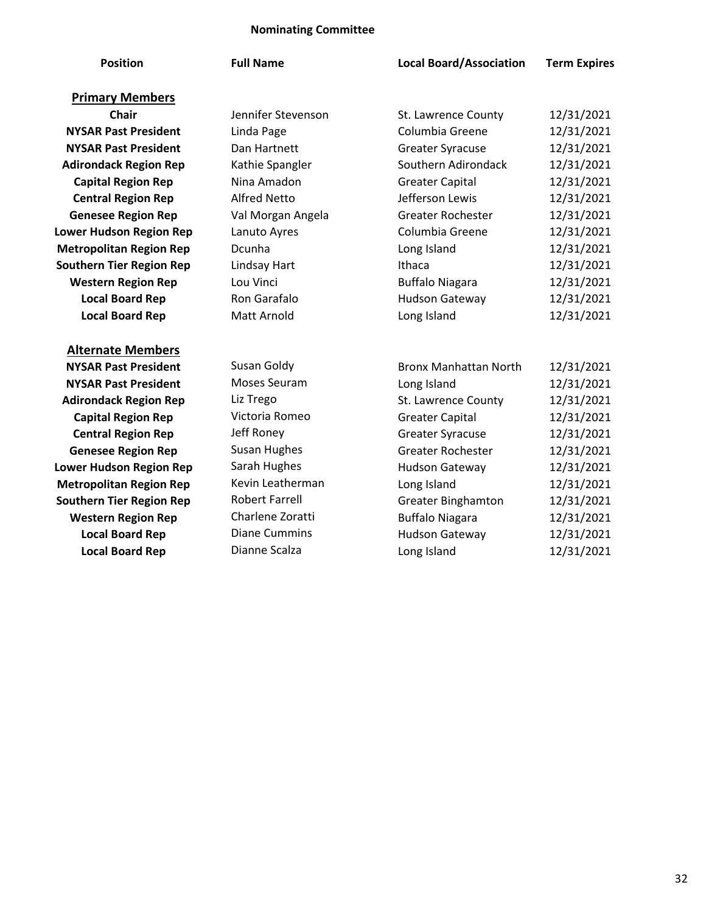# Nominating Committee

| Position | Full Name | Local Board/Association | Term Expires |
|---|---|---|---|
| **Primary Members** | | | |
| **Chair** | Jennifer Stevenson | St. Lawrence County | 12/31/2021 |
| **NYSAR Past President** | Linda Page | Columbia Greene | 12/31/2021 |
| **NYSAR Past President** | Dan Hartnett | Greater Syracuse | 12/31/2021 |
| **Adirondack Region Rep** | Kathie Spangler | Southern Adirondack | 12/31/2021 |
| **Capital Region Rep** | Nina Amadon | Greater Capital | 12/31/2021 |
| **Central Region Rep** | Alfred Netto | Jefferson Lewis | 12/31/2021 |
| **Genesee Region Rep** | Val Morgan Angela | Greater Rochester | 12/31/2021 |
| **Lower Hudson Region Rep** | Lanuto Ayres | Columbia Greene | 12/31/2021 |
| **Metropolitan Region Rep** | Dcunha | Long Island | 12/31/2021 |
| **Southern Tier Region Rep** | Lindsay Hart | Ithaca | 12/31/2021 |
| **Western Region Rep** | Lou Vinci | Buffalo Niagara | 12/31/2021 |
| **Local Board Rep** | Ron Garafalo | Hudson Gateway | 12/31/2021 |
| **Local Board Rep** | Matt Arnold | Long Island | 12/31/2021 |
| **Alternate Members** | | | |
| **NYSAR Past President** | Susan Goldy | Bronx Manhattan North | 12/31/2021 |
| **NYSAR Past President** | Moses Seuram | Long Island | 12/31/2021 |
| **Adirondack Region Rep** | Liz Trego | St. Lawrence County | 12/31/2021 |
| **Capital Region Rep** | Victoria Romeo | Greater Capital | 12/31/2021 |
| **Central Region Rep** | Jeff Roney | Greater Syracuse | 12/31/2021 |
| **Genesee Region Rep** | Susan Hughes | Greater Rochester | 12/31/2021 |
| **Lower Hudson Region Rep** | Sarah Hughes | Hudson Gateway | 12/31/2021 |
| **Metropolitan Region Rep** | Kevin Leatherman | Long Island | 12/31/2021 |
| **Southern Tier Region Rep** | Robert Farrell | Greater Binghamton | 12/31/2021 |
| **Western Region Rep** | Charlene Zoratti | Buffalo Niagara | 12/31/2021 |
| **Local Board Rep** | Diane Cummins | Hudson Gateway | 12/31/2021 |
| **Local Board Rep** | Dianne Scalza | Long Island | 12/31/2021 |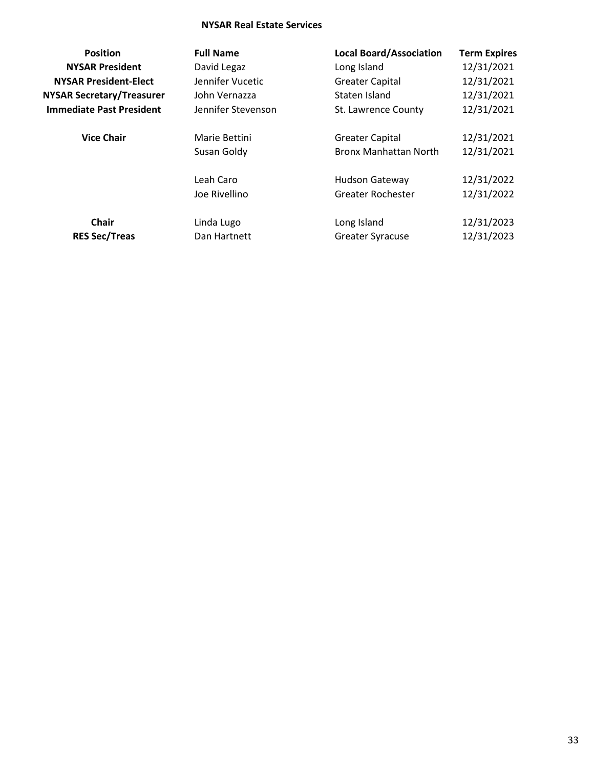**NYSAR Real Estate Services**

| Position | Full Name | Local Board/Association | Term Expires |
|---|---|---|---|
| **NYSAR President** | David Legaz | Long Island | 12/31/2021 |
| **NYSAR President-Elect** | Jennifer Vucetic | Greater Capital | 12/31/2021 |
| **NYSAR Secretary/Treasurer** | John Vernazza | Staten Island | 12/31/2021 |
| **Immediate Past President** | Jennifer Stevenson | St. Lawrence County | 12/31/2021 |
| | | | |
| **Vice Chair** | Marie Bettini | Greater Capital | 12/31/2021 |
| | Susan Goldy | Bronx Manhattan North | 12/31/2021 |
| | | | |
| | Leah Caro | Hudson Gateway | 12/31/2022 |
| | Joe Rivellino | Greater Rochester | 12/31/2022 |
| | | | |
| **Chair** | Linda Lugo | Long Island | 12/31/2023 |
| **RES Sec/Treas** | Dan Hartnett | Greater Syracuse | 12/31/2023 |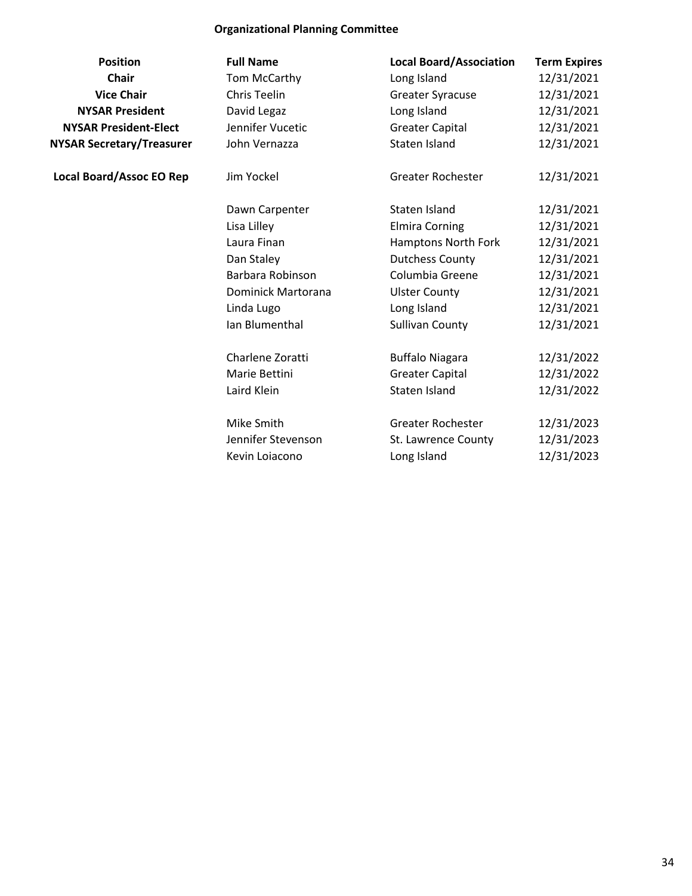## Organizational Planning Committee

| Position | Full Name | Local Board/Association | Term Expires |
|---|---|---|---|
| **Chair** | Tom McCarthy | Long Island | 12/31/2021 |
| **Vice Chair** | Chris Teelin | Greater Syracuse | 12/31/2021 |
| **NYSAR President** | David Legaz | Long Island | 12/31/2021 |
| **NYSAR President-Elect** | Jennifer Vucetic | Greater Capital | 12/31/2021 |
| **NYSAR Secretary/Treasurer** | John Vernazza | Staten Island | 12/31/2021 |
| **Local Board/Assoc EO Rep** | Jim Yockel | Greater Rochester | 12/31/2021 |
| | Dawn Carpenter | Staten Island | 12/31/2021 |
| | Lisa Lilley | Elmira Corning | 12/31/2021 |
| | Laura Finan | Hamptons North Fork | 12/31/2021 |
| | Dan Staley | Dutchess County | 12/31/2021 |
| | Barbara Robinson | Columbia Greene | 12/31/2021 |
| | Dominick Martorana | Ulster County | 12/31/2021 |
| | Linda Lugo | Long Island | 12/31/2021 |
| | Ian Blumenthal | Sullivan County | 12/31/2021 |
| | Charlene Zoratti | Buffalo Niagara | 12/31/2022 |
| | Marie Bettini | Greater Capital | 12/31/2022 |
| | Laird Klein | Staten Island | 12/31/2022 |
| | Mike Smith | Greater Rochester | 12/31/2023 |
| | Jennifer Stevenson | St. Lawrence County | 12/31/2023 |
| | Kevin Loiacono | Long Island | 12/31/2023 |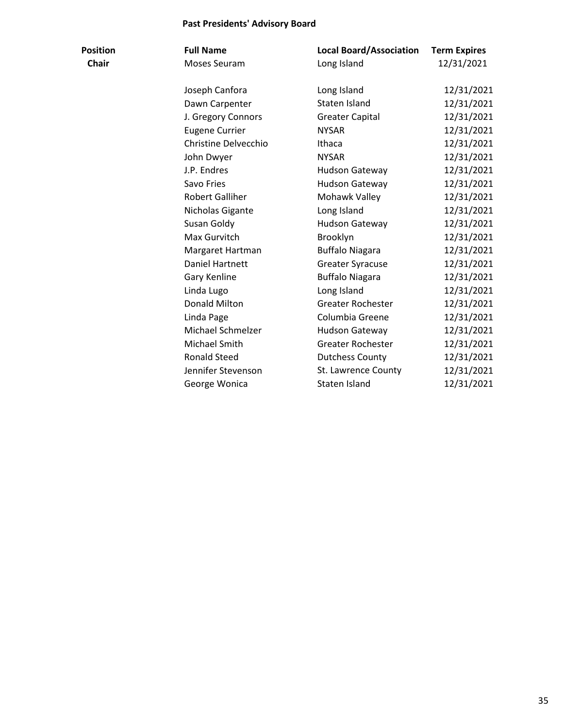## Past Presidents' Advisory Board

| Position | Full Name | Local Board/Association | Term Expires |
|---|---|---|---|
| **Chair** | Moses Seuram | Long Island | 12/31/2021 |
| | Joseph Canfora | Long Island | 12/31/2021 |
| | Dawn Carpenter | Staten Island | 12/31/2021 |
| | J. Gregory Connors | Greater Capital | 12/31/2021 |
| | Eugene Currier | NYSAR | 12/31/2021 |
| | Christine Delvecchio | Ithaca | 12/31/2021 |
| | John Dwyer | NYSAR | 12/31/2021 |
| | J.P. Endres | Hudson Gateway | 12/31/2021 |
| | Savo Fries | Hudson Gateway | 12/31/2021 |
| | Robert Galliher | Mohawk Valley | 12/31/2021 |
| | Nicholas Gigante | Long Island | 12/31/2021 |
| | Susan Goldy | Hudson Gateway | 12/31/2021 |
| | Max Gurvitch | Brooklyn | 12/31/2021 |
| | Margaret Hartman | Buffalo Niagara | 12/31/2021 |
| | Daniel Hartnett | Greater Syracuse | 12/31/2021 |
| | Gary Kenline | Buffalo Niagara | 12/31/2021 |
| | Linda Lugo | Long Island | 12/31/2021 |
| | Donald Milton | Greater Rochester | 12/31/2021 |
| | Linda Page | Columbia Greene | 12/31/2021 |
| | Michael Schmelzer | Hudson Gateway | 12/31/2021 |
| | Michael Smith | Greater Rochester | 12/31/2021 |
| | Ronald Steed | Dutchess County | 12/31/2021 |
| | Jennifer Stevenson | St. Lawrence County | 12/31/2021 |
| | George Wonica | Staten Island | 12/31/2021 |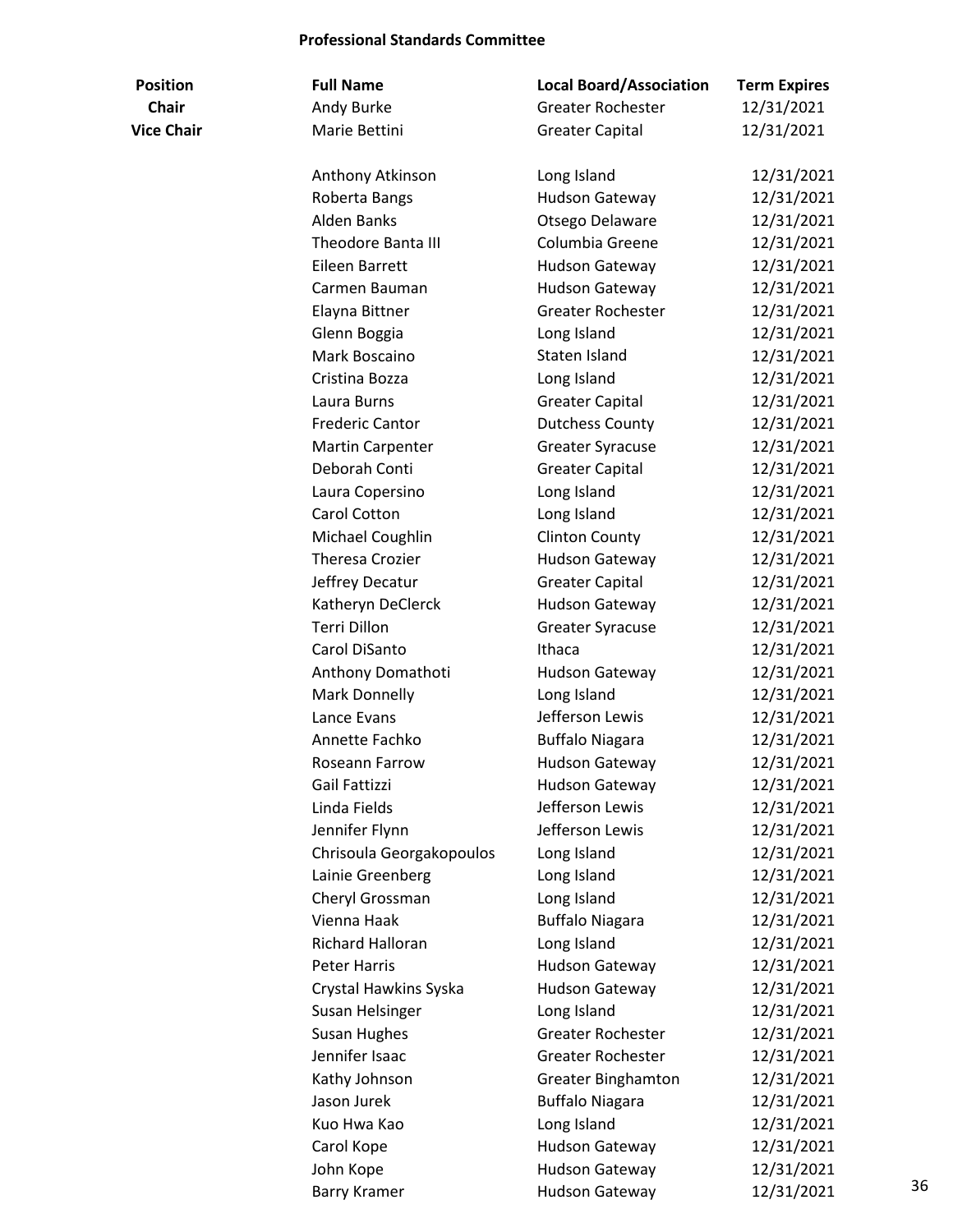**Professional Standards Committee**

| Position | Full Name | Local Board/Association | Term Expires |
|---|---|---|---|
| **Chair** | Andy Burke | Greater Rochester | 12/31/2021 |
| **Vice Chair** | Marie Bettini | Greater Capital | 12/31/2021 |
| | | | |
| | Anthony Atkinson | Long Island | 12/31/2021 |
| | Roberta Bangs | Hudson Gateway | 12/31/2021 |
| | Alden Banks | Otsego Delaware | 12/31/2021 |
| | Theodore Banta III | Columbia Greene | 12/31/2021 |
| | Eileen Barrett | Hudson Gateway | 12/31/2021 |
| | Carmen Bauman | Hudson Gateway | 12/31/2021 |
| | Elayna Bittner | Greater Rochester | 12/31/2021 |
| | Glenn Boggia | Long Island | 12/31/2021 |
| | Mark Boscaino | Staten Island | 12/31/2021 |
| | Cristina Bozza | Long Island | 12/31/2021 |
| | Laura Burns | Greater Capital | 12/31/2021 |
| | Frederic Cantor | Dutchess County | 12/31/2021 |
| | Martin Carpenter | Greater Syracuse | 12/31/2021 |
| | Deborah Conti | Greater Capital | 12/31/2021 |
| | Laura Copersino | Long Island | 12/31/2021 |
| | Carol Cotton | Long Island | 12/31/2021 |
| | Michael Coughlin | Clinton County | 12/31/2021 |
| | Theresa Crozier | Hudson Gateway | 12/31/2021 |
| | Jeffrey Decatur | Greater Capital | 12/31/2021 |
| | Katheryn DeClerck | Hudson Gateway | 12/31/2021 |
| | Terri Dillon | Greater Syracuse | 12/31/2021 |
| | Carol DiSanto | Ithaca | 12/31/2021 |
| | Anthony Domathoti | Hudson Gateway | 12/31/2021 |
| | Mark Donnelly | Long Island | 12/31/2021 |
| | Lance Evans | Jefferson Lewis | 12/31/2021 |
| | Annette Fachko | Buffalo Niagara | 12/31/2021 |
| | Roseann Farrow | Hudson Gateway | 12/31/2021 |
| | Gail Fattizzi | Hudson Gateway | 12/31/2021 |
| | Linda Fields | Jefferson Lewis | 12/31/2021 |
| | Jennifer Flynn | Jefferson Lewis | 12/31/2021 |
| | Chrisoula Georgakopoulos | Long Island | 12/31/2021 |
| | Lainie Greenberg | Long Island | 12/31/2021 |
| | Cheryl Grossman | Long Island | 12/31/2021 |
| | Vienna Haak | Buffalo Niagara | 12/31/2021 |
| | Richard Halloran | Long Island | 12/31/2021 |
| | Peter Harris | Hudson Gateway | 12/31/2021 |
| | Crystal Hawkins Syska | Hudson Gateway | 12/31/2021 |
| | Susan Helsinger | Long Island | 12/31/2021 |
| | Susan Hughes | Greater Rochester | 12/31/2021 |
| | Jennifer Isaac | Greater Rochester | 12/31/2021 |
| | Kathy Johnson | Greater Binghamton | 12/31/2021 |
| | Jason Jurek | Buffalo Niagara | 12/31/2021 |
| | Kuo Hwa Kao | Long Island | 12/31/2021 |
| | Carol Kope | Hudson Gateway | 12/31/2021 |
| | John Kope | Hudson Gateway | 12/31/2021 |
| | Barry Kramer | Hudson Gateway | 12/31/2021 |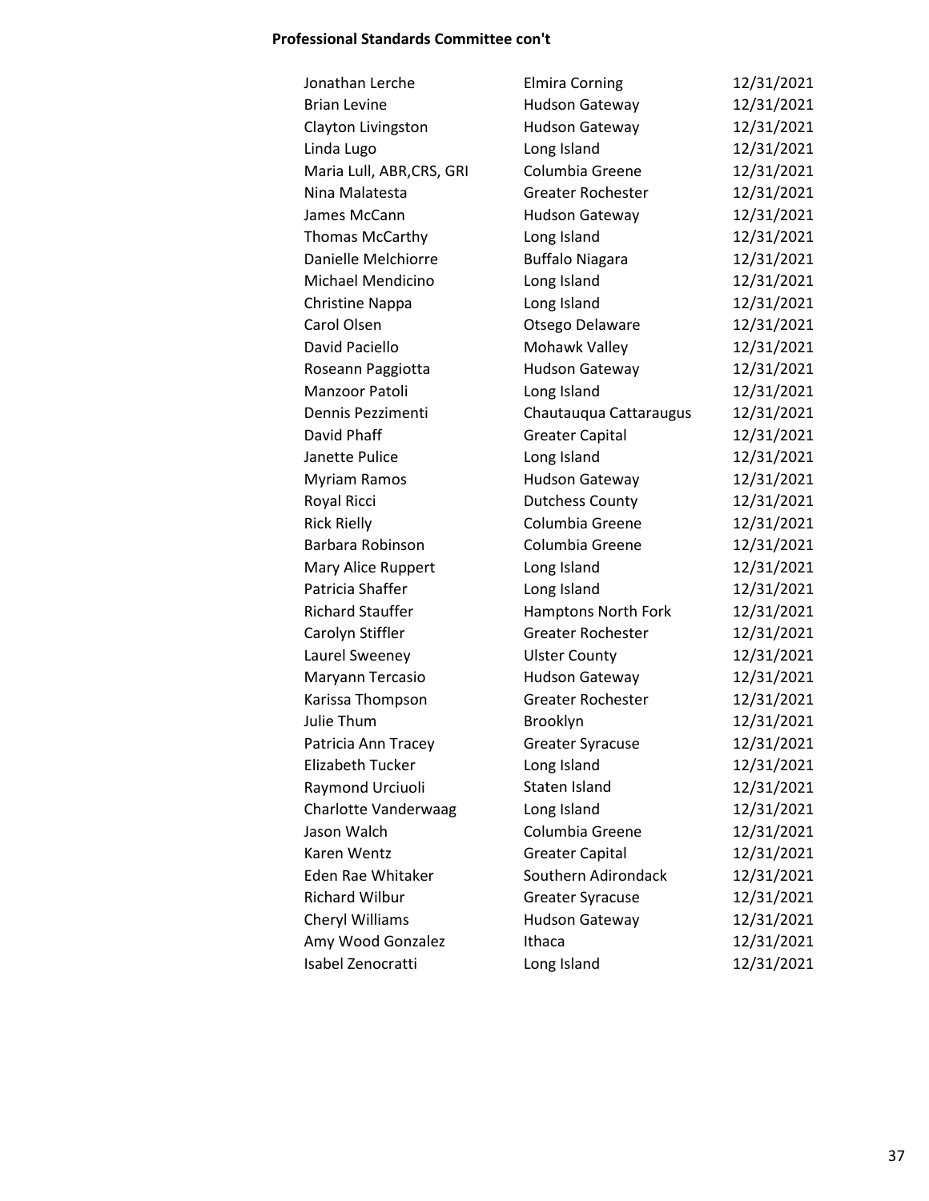**Professional Standards Committee con't**

| | | |
|---|---|---|
| Jonathan Lerche | Elmira Corning | 12/31/2021 |
| Brian Levine | Hudson Gateway | 12/31/2021 |
| Clayton Livingston | Hudson Gateway | 12/31/2021 |
| Linda Lugo | Long Island | 12/31/2021 |
| Maria Lull, ABR,CRS, GRI | Columbia Greene | 12/31/2021 |
| Nina Malatesta | Greater Rochester | 12/31/2021 |
| James McCann | Hudson Gateway | 12/31/2021 |
| Thomas McCarthy | Long Island | 12/31/2021 |
| Danielle Melchiorre | Buffalo Niagara | 12/31/2021 |
| Michael Mendicino | Long Island | 12/31/2021 |
| Christine Nappa | Long Island | 12/31/2021 |
| Carol Olsen | Otsego Delaware | 12/31/2021 |
| David Paciello | Mohawk Valley | 12/31/2021 |
| Roseann Paggiotta | Hudson Gateway | 12/31/2021 |
| Manzoor Patoli | Long Island | 12/31/2021 |
| Dennis Pezzimenti | Chautauqua Cattaraugus | 12/31/2021 |
| David Phaff | Greater Capital | 12/31/2021 |
| Janette Pulice | Long Island | 12/31/2021 |
| Myriam Ramos | Hudson Gateway | 12/31/2021 |
| Royal Ricci | Dutchess County | 12/31/2021 |
| Rick Rielly | Columbia Greene | 12/31/2021 |
| Barbara Robinson | Columbia Greene | 12/31/2021 |
| Mary Alice Ruppert | Long Island | 12/31/2021 |
| Patricia Shaffer | Long Island | 12/31/2021 |
| Richard Stauffer | Hamptons North Fork | 12/31/2021 |
| Carolyn Stiffler | Greater Rochester | 12/31/2021 |
| Laurel Sweeney | Ulster County | 12/31/2021 |
| Maryann Tercasio | Hudson Gateway | 12/31/2021 |
| Karissa Thompson | Greater Rochester | 12/31/2021 |
| Julie Thum | Brooklyn | 12/31/2021 |
| Patricia Ann Tracey | Greater Syracuse | 12/31/2021 |
| Elizabeth Tucker | Long Island | 12/31/2021 |
| Raymond Urciuoli | Staten Island | 12/31/2021 |
| Charlotte Vanderwaag | Long Island | 12/31/2021 |
| Jason Walch | Columbia Greene | 12/31/2021 |
| Karen Wentz | Greater Capital | 12/31/2021 |
| Eden Rae Whitaker | Southern Adirondack | 12/31/2021 |
| Richard Wilbur | Greater Syracuse | 12/31/2021 |
| Cheryl Williams | Hudson Gateway | 12/31/2021 |
| Amy Wood Gonzalez | Ithaca | 12/31/2021 |
| Isabel Zenocratti | Long Island | 12/31/2021 |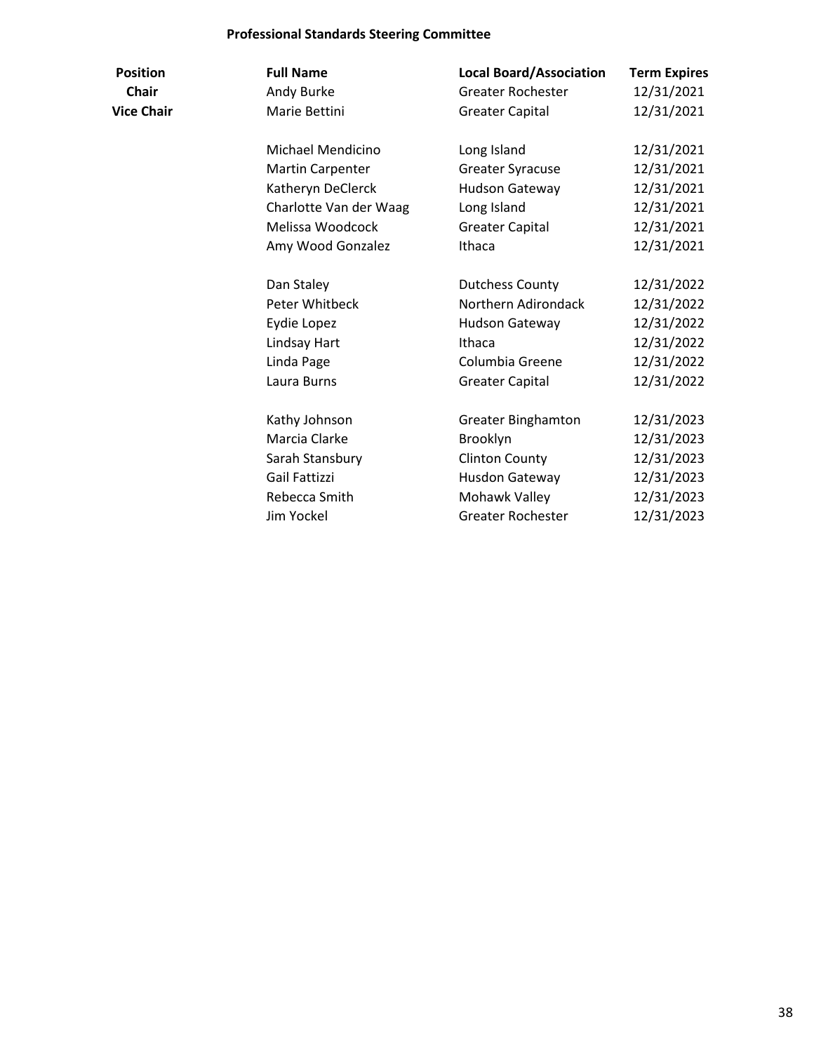## Professional Standards Steering Committee

| Position | Full Name | Local Board/Association | Term Expires |
|---|---|---|---|
| **Chair** | Andy Burke | Greater Rochester | 12/31/2021 |
| **Vice Chair** | Marie Bettini | Greater Capital | 12/31/2021 |
| | Michael Mendicino | Long Island | 12/31/2021 |
| | Martin Carpenter | Greater Syracuse | 12/31/2021 |
| | Katheryn DeClerck | Hudson Gateway | 12/31/2021 |
| | Charlotte Van der Waag | Long Island | 12/31/2021 |
| | Melissa Woodcock | Greater Capital | 12/31/2021 |
| | Amy Wood Gonzalez | Ithaca | 12/31/2021 |
| | Dan Staley | Dutchess County | 12/31/2022 |
| | Peter Whitbeck | Northern Adirondack | 12/31/2022 |
| | Eydie Lopez | Hudson Gateway | 12/31/2022 |
| | Lindsay Hart | Ithaca | 12/31/2022 |
| | Linda Page | Columbia Greene | 12/31/2022 |
| | Laura Burns | Greater Capital | 12/31/2022 |
| | Kathy Johnson | Greater Binghamton | 12/31/2023 |
| | Marcia Clarke | Brooklyn | 12/31/2023 |
| | Sarah Stansbury | Clinton County | 12/31/2023 |
| | Gail Fattizzi | Husdon Gateway | 12/31/2023 |
| | Rebecca Smith | Mohawk Valley | 12/31/2023 |
| | Jim Yockel | Greater Rochester | 12/31/2023 |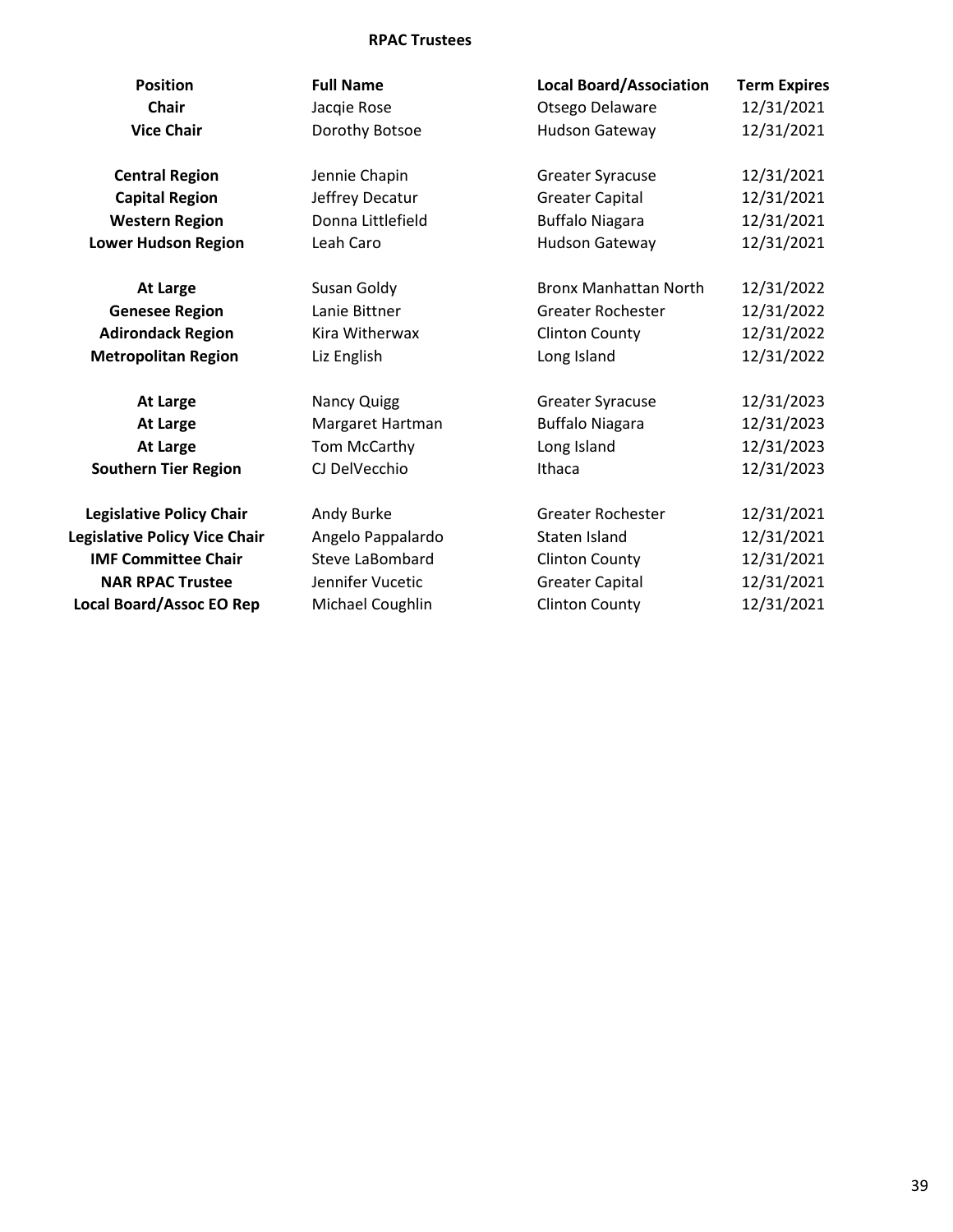## RPAC Trustees

| Position | Full Name | Local Board/Association | Term Expires |
|---|---|---|---|
| **Chair** | Jacqie Rose | Otsego Delaware | 12/31/2021 |
| **Vice Chair** | Dorothy Botsoe | Hudson Gateway | 12/31/2021 |
| | | | |
| **Central Region** | Jennie Chapin | Greater Syracuse | 12/31/2021 |
| **Capital Region** | Jeffrey Decatur | Greater Capital | 12/31/2021 |
| **Western Region** | Donna Littlefield | Buffalo Niagara | 12/31/2021 |
| **Lower Hudson Region** | Leah Caro | Hudson Gateway | 12/31/2021 |
| | | | |
| **At Large** | Susan Goldy | Bronx Manhattan North | 12/31/2022 |
| **Genesee Region** | Lanie Bittner | Greater Rochester | 12/31/2022 |
| **Adirondack Region** | Kira Witherwax | Clinton County | 12/31/2022 |
| **Metropolitan Region** | Liz English | Long Island | 12/31/2022 |
| | | | |
| **At Large** | Nancy Quigg | Greater Syracuse | 12/31/2023 |
| **At Large** | Margaret Hartman | Buffalo Niagara | 12/31/2023 |
| **At Large** | Tom McCarthy | Long Island | 12/31/2023 |
| **Southern Tier Region** | CJ DelVecchio | Ithaca | 12/31/2023 |
| | | | |
| **Legislative Policy Chair** | Andy Burke | Greater Rochester | 12/31/2021 |
| **Legislative Policy Vice Chair** | Angelo Pappalardo | Staten Island | 12/31/2021 |
| **IMF Committee Chair** | Steve LaBombard | Clinton County | 12/31/2021 |
| **NAR RPAC Trustee** | Jennifer Vucetic | Greater Capital | 12/31/2021 |
| **Local Board/Assoc EO Rep** | Michael Coughlin | Clinton County | 12/31/2021 |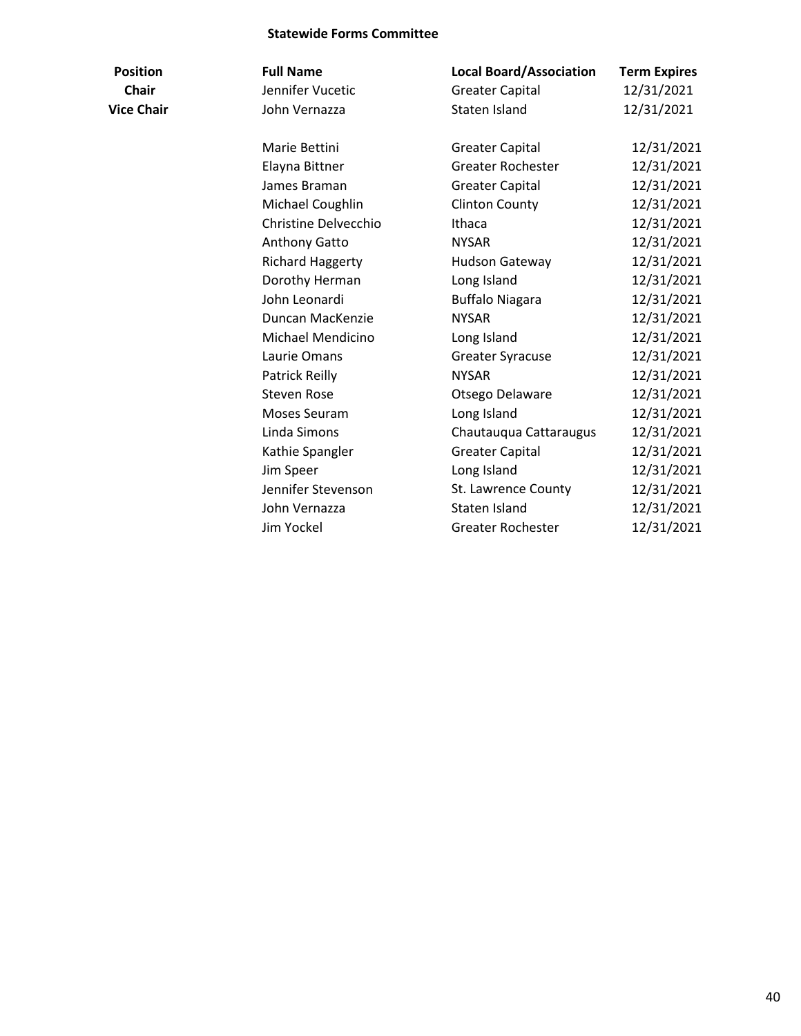## Statewide Forms Committee

| Position | Full Name | Local Board/Association | Term Expires |
|---|---|---|---|
| **Chair** | Jennifer Vucetic | Greater Capital | 12/31/2021 |
| **Vice Chair** | John Vernazza | Staten Island | 12/31/2021 |
| | | | |
| | Marie Bettini | Greater Capital | 12/31/2021 |
| | Elayna Bittner | Greater Rochester | 12/31/2021 |
| | James Braman | Greater Capital | 12/31/2021 |
| | Michael Coughlin | Clinton County | 12/31/2021 |
| | Christine Delvecchio | Ithaca | 12/31/2021 |
| | Anthony Gatto | NYSAR | 12/31/2021 |
| | Richard Haggerty | Hudson Gateway | 12/31/2021 |
| | Dorothy Herman | Long Island | 12/31/2021 |
| | John Leonardi | Buffalo Niagara | 12/31/2021 |
| | Duncan MacKenzie | NYSAR | 12/31/2021 |
| | Michael Mendicino | Long Island | 12/31/2021 |
| | Laurie Omans | Greater Syracuse | 12/31/2021 |
| | Patrick Reilly | NYSAR | 12/31/2021 |
| | Steven Rose | Otsego Delaware | 12/31/2021 |
| | Moses Seuram | Long Island | 12/31/2021 |
| | Linda Simons | Chautauqua Cattaraugus | 12/31/2021 |
| | Kathie Spangler | Greater Capital | 12/31/2021 |
| | Jim Speer | Long Island | 12/31/2021 |
| | Jennifer Stevenson | St. Lawrence County | 12/31/2021 |
| | John Vernazza | Staten Island | 12/31/2021 |
| | Jim Yockel | Greater Rochester | 12/31/2021 |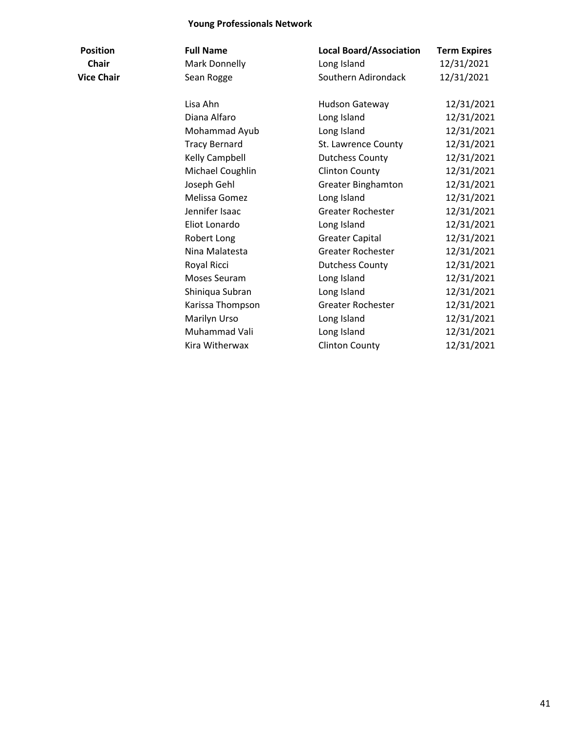## Young Professionals Network

| Position | Full Name | Local Board/Association | Term Expires |
| --- | --- | --- | --- |
| **Chair** | Mark Donnelly | Long Island | 12/31/2021 |
| **Vice Chair** | Sean Rogge | Southern Adirondack | 12/31/2021 |
| | Lisa Ahn | Hudson Gateway | 12/31/2021 |
| | Diana Alfaro | Long Island | 12/31/2021 |
| | Mohammad Ayub | Long Island | 12/31/2021 |
| | Tracy Bernard | St. Lawrence County | 12/31/2021 |
| | Kelly Campbell | Dutchess County | 12/31/2021 |
| | Michael Coughlin | Clinton County | 12/31/2021 |
| | Joseph Gehl | Greater Binghamton | 12/31/2021 |
| | Melissa Gomez | Long Island | 12/31/2021 |
| | Jennifer Isaac | Greater Rochester | 12/31/2021 |
| | Eliot Lonardo | Long Island | 12/31/2021 |
| | Robert Long | Greater Capital | 12/31/2021 |
| | Nina Malatesta | Greater Rochester | 12/31/2021 |
| | Royal Ricci | Dutchess County | 12/31/2021 |
| | Moses Seuram | Long Island | 12/31/2021 |
| | Shiniqua Subran | Long Island | 12/31/2021 |
| | Karissa Thompson | Greater Rochester | 12/31/2021 |
| | Marilyn Urso | Long Island | 12/31/2021 |
| | Muhammad Vali | Long Island | 12/31/2021 |
| | Kira Witherwax | Clinton County | 12/31/2021 |